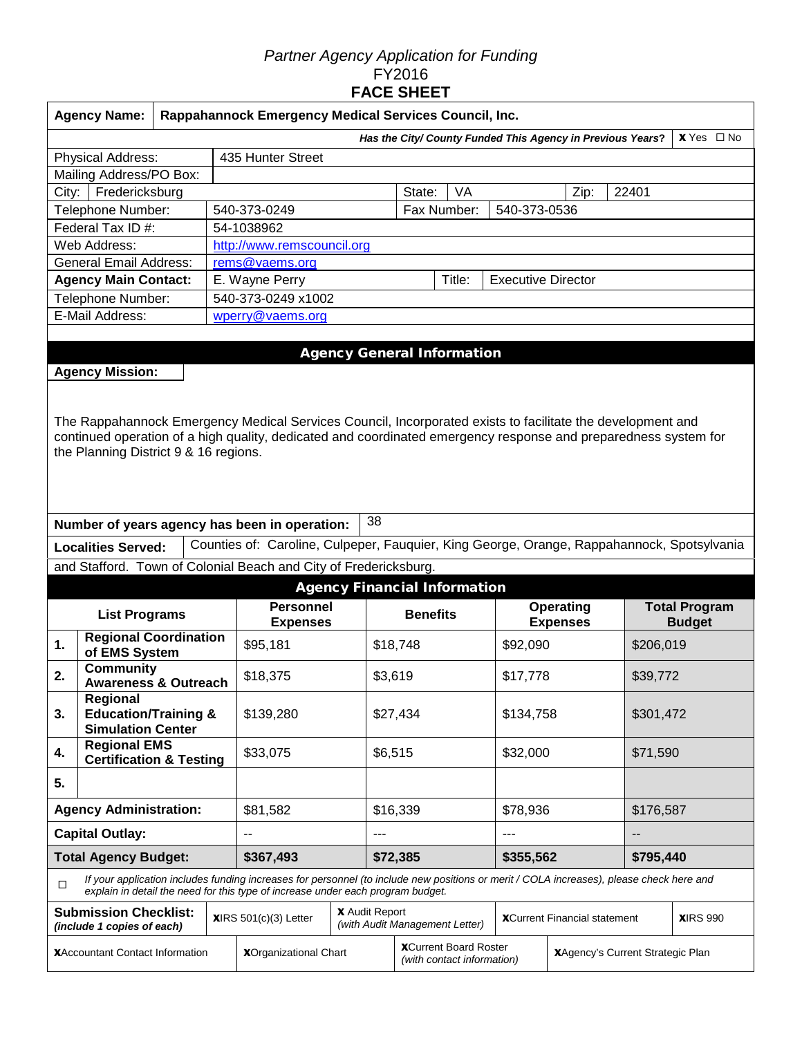*Partner Agency Application for Funding*
FY2016
**FACE SHEET**

| **Agency Name:** | **Rappahannock Emergency Medical Services Council, Inc.** |
|---|---|
| ***Has the City/ County Funded This Agency in Previous Years?*** | **x** Yes ☐ No |

| | | | | | |
|---|---|---|---|---|---|
| Physical Address: | 435 Hunter Street | | | | |
| Mailing Address/PO Box: | | | | | |
| City: Fredericksburg | | State: | VA | Zip: | 22401 |
| Telephone Number: | 540-373-0249 | Fax Number: | 540-373-0536 | | |
| Federal Tax ID #: | 54-1038962 | | | | |
| Web Address: | http://www.remscouncil.org | | | | |
| General Email Address: | rems@vaems.org | | | | |
| **Agency Main Contact:** | E. Wayne Perry | Title: | Executive Director | | |
| Telephone Number: | 540-373-0249 x1002 | | | | |
| E-Mail Address: | wperry@vaems.org | | | | |

## Agency General Information

**Agency Mission:**

The Rappahannock Emergency Medical Services Council, Incorporated exists to facilitate the development and continued operation of a high quality, dedicated and coordinated emergency response and preparedness system for the Planning District 9 & 16 regions.

**Number of years agency has been in operation:** 38

**Localities Served:** Counties of: Caroline, Culpeper, Fauquier, King George, Orange, Rappahannock, Spotsylvania and Stafford. Town of Colonial Beach and City of Fredericksburg.

## Agency Financial Information

| | List Programs | Personnel Expenses | Benefits | Operating Expenses | Total Program Budget |
|---|---|---|---|---|---|
| 1. | **Regional Coordination of EMS System** | $95,181 | $18,748 | $92,090 | $206,019 |
| 2. | **Community Awareness & Outreach** | $18,375 | $3,619 | $17,778 | $39,772 |
| 3. | **Regional Education/Training & Simulation Center** | $139,280 | $27,434 | $134,758 | $301,472 |
| 4. | **Regional EMS Certification & Testing** | $33,075 | $6,515 | $32,000 | $71,590 |
| 5. | | | | | |
| **Agency Administration:** | | $81,582 | $16,339 | $78,936 | $176,587 |
| **Capital Outlay:** | | -- | --- | --- | -- |
| **Total Agency Budget:** | | **$367,493** | **$72,385** | **$355,562** | **$795,440** |

☐ *If your application includes funding increases for personnel (to include new positions or merit / COLA increases), please check here and explain in detail the need for this type of increase under each program budget.*

| **Submission Checklist:** *(include 1 copies of each)* | **x**IRS 501(c)(3) Letter | **x** Audit Report *(with Audit Management Letter)* | **x**Current Financial statement | **x**IRS 990 |
|---|---|---|---|---|
| **x**Accountant Contact Information | **x**Organizational Chart | **x**Current Board Roster *(with contact information)* | **x**Agency's Current Strategic Plan | |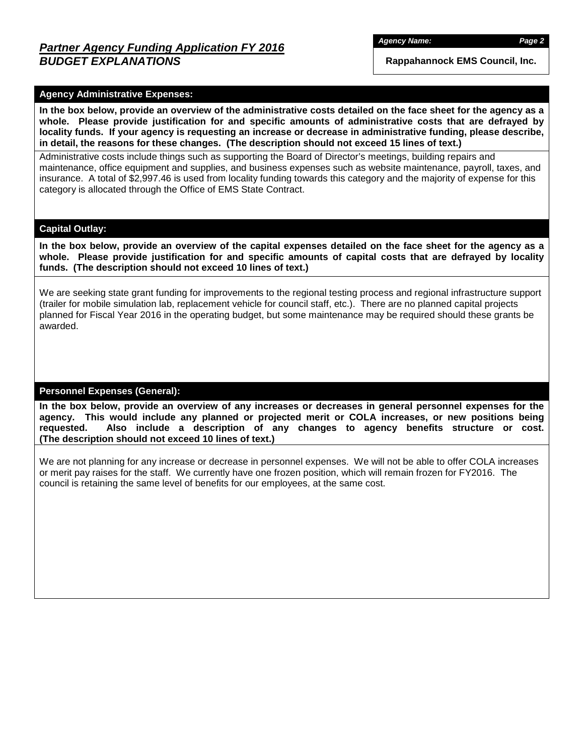## *Partner Agency Funding Application FY 2016*
## *BUDGET EXPLANATIONS*

***Agency Name:*** **Rappahannock EMS Council, Inc.**

### Agency Administrative Expenses:

**In the box below, provide an overview of the administrative costs detailed on the face sheet for the agency as a whole. Please provide justification for and specific amounts of administrative costs that are defrayed by locality funds. If your agency is requesting an increase or decrease in administrative funding, please describe, in detail, the reasons for these changes. (The description should not exceed 15 lines of text.)**

Administrative costs include things such as supporting the Board of Director's meetings, building repairs and maintenance, office equipment and supplies, and business expenses such as website maintenance, payroll, taxes, and insurance. A total of $2,997.46 is used from locality funding towards this category and the majority of expense for this category is allocated through the Office of EMS State Contract.

### Capital Outlay:

**In the box below, provide an overview of the capital expenses detailed on the face sheet for the agency as a whole. Please provide justification for and specific amounts of capital costs that are defrayed by locality funds. (The description should not exceed 10 lines of text.)**

We are seeking state grant funding for improvements to the regional testing process and regional infrastructure support (trailer for mobile simulation lab, replacement vehicle for council staff, etc.). There are no planned capital projects planned for Fiscal Year 2016 in the operating budget, but some maintenance may be required should these grants be awarded.

### Personnel Expenses (General):

**In the box below, provide an overview of any increases or decreases in general personnel expenses for the agency. This would include any planned or projected merit or COLA increases, or new positions being requested. Also include a description of any changes to agency benefits structure or cost. (The description should not exceed 10 lines of text.)**

We are not planning for any increase or decrease in personnel expenses. We will not be able to offer COLA increases or merit pay raises for the staff. We currently have one frozen position, which will remain frozen for FY2016. The council is retaining the same level of benefits for our employees, at the same cost.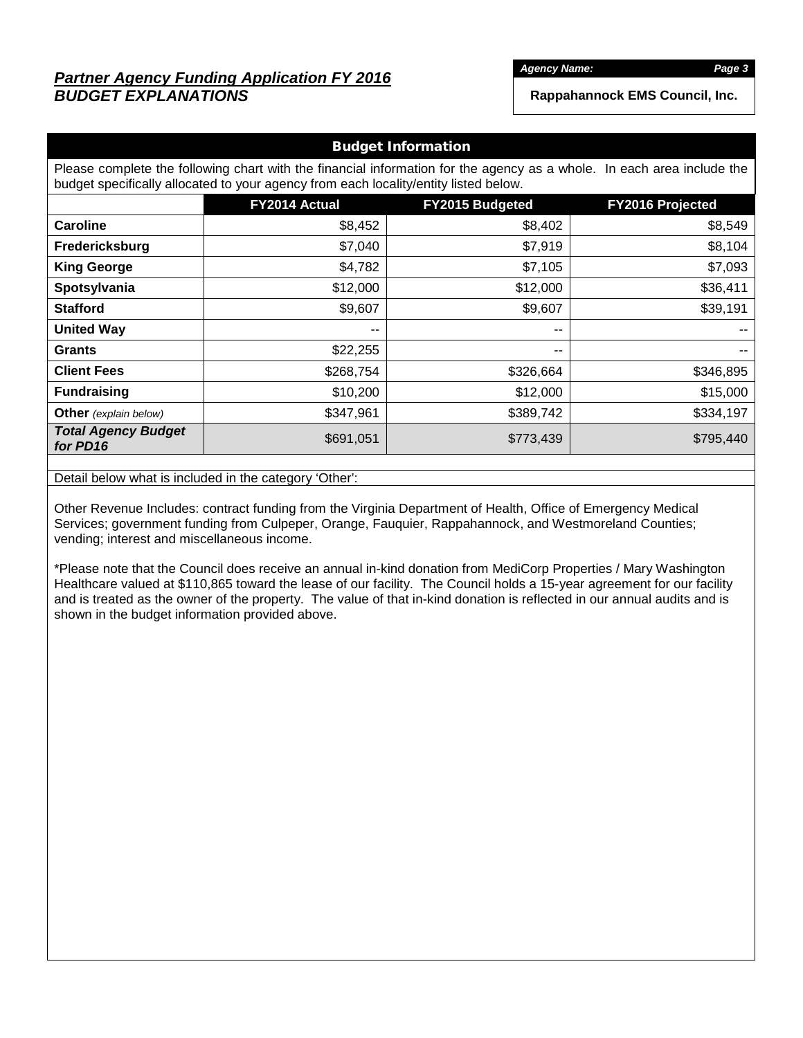## *Partner Agency Funding Application FY 2016*
## *BUDGET EXPLANATIONS*

*Agency Name:*

**Rappahannock EMS Council, Inc.**

### Budget Information

Please complete the following chart with the financial information for the agency as a whole. In each area include the budget specifically allocated to your agency from each locality/entity listed below.

| | FY2014 Actual | FY2015 Budgeted | FY2016 Projected |
|---|---|---|---|
| **Caroline** | $8,452 | $8,402 | $8,549 |
| **Fredericksburg** | $7,040 | $7,919 | $8,104 |
| **King George** | $4,782 | $7,105 | $7,093 |
| **Spotsylvania** | $12,000 | $12,000 | $36,411 |
| **Stafford** | $9,607 | $9,607 | $39,191 |
| **United Way** | -- | -- | -- |
| **Grants** | $22,255 | -- | -- |
| **Client Fees** | $268,754 | $326,664 | $346,895 |
| **Fundraising** | $10,200 | $12,000 | $15,000 |
| **Other** *(explain below)* | $347,961 | $389,742 | $334,197 |
| ***Total Agency Budget for PD16*** | $691,051 | $773,439 | $795,440 |

Detail below what is included in the category 'Other':

Other Revenue Includes: contract funding from the Virginia Department of Health, Office of Emergency Medical Services; government funding from Culpeper, Orange, Fauquier, Rappahannock, and Westmoreland Counties; vending; interest and miscellaneous income.

*Please note that the Council does receive an annual in-kind donation from MediCorp Properties / Mary Washington Healthcare valued at $110,865 toward the lease of our facility. The Council holds a 15-year agreement for our facility and is treated as the owner of the property. The value of that in-kind donation is reflected in our annual audits and is shown in the budget information provided above.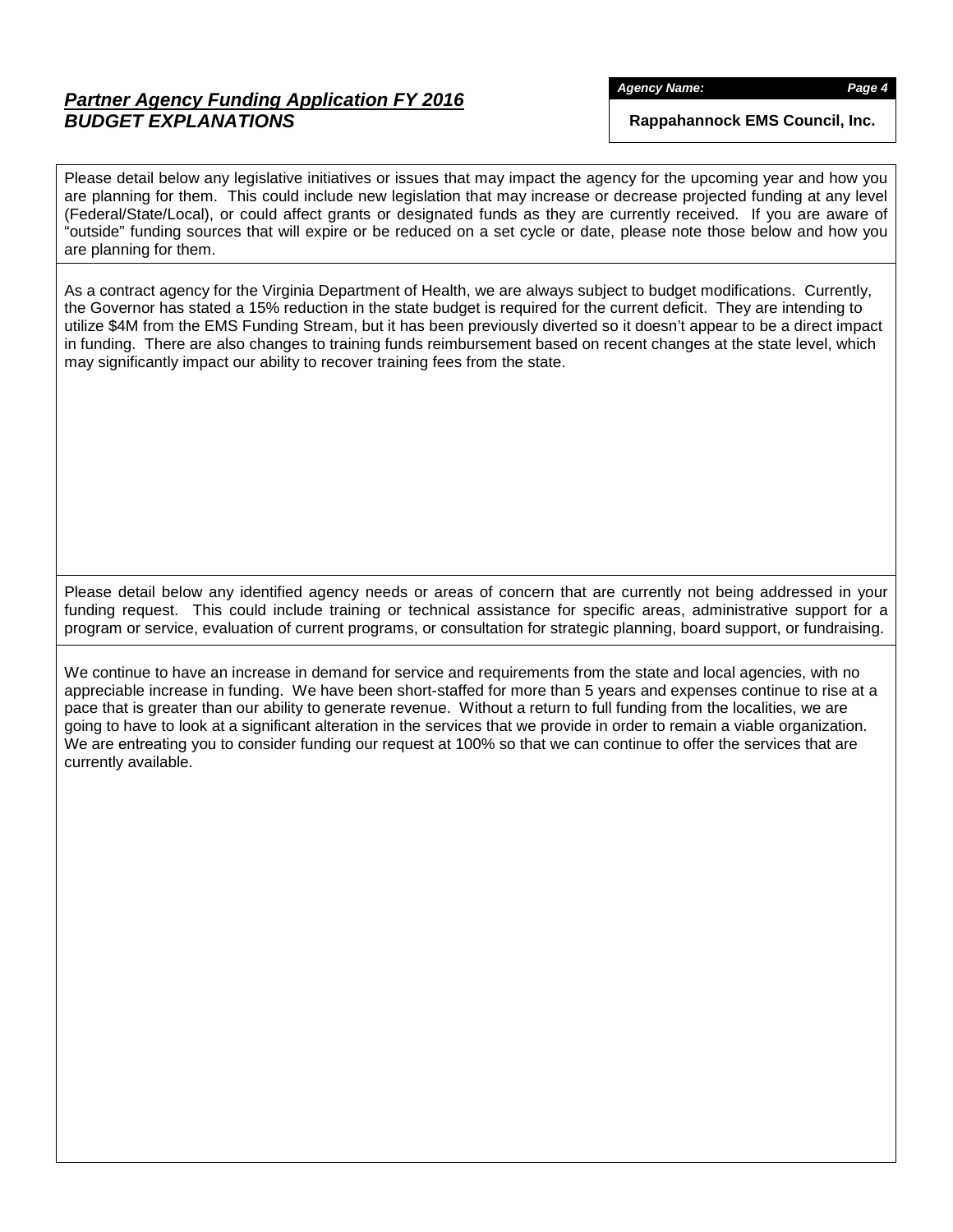## ***Partner Agency Funding Application FY 2016***
## ***BUDGET EXPLANATIONS***

***Agency Name:***

**Rappahannock EMS Council, Inc.**

Please detail below any legislative initiatives or issues that may impact the agency for the upcoming year and how you are planning for them. This could include new legislation that may increase or decrease projected funding at any level (Federal/State/Local), or could affect grants or designated funds as they are currently received. If you are aware of "outside" funding sources that will expire or be reduced on a set cycle or date, please note those below and how you are planning for them.

As a contract agency for the Virginia Department of Health, we are always subject to budget modifications. Currently, the Governor has stated a 15% reduction in the state budget is required for the current deficit. They are intending to utilize $4M from the EMS Funding Stream, but it has been previously diverted so it doesn't appear to be a direct impact in funding. There are also changes to training funds reimbursement based on recent changes at the state level, which may significantly impact our ability to recover training fees from the state.

Please detail below any identified agency needs or areas of concern that are currently not being addressed in your funding request. This could include training or technical assistance for specific areas, administrative support for a program or service, evaluation of current programs, or consultation for strategic planning, board support, or fundraising.

We continue to have an increase in demand for service and requirements from the state and local agencies, with no appreciable increase in funding. We have been short-staffed for more than 5 years and expenses continue to rise at a pace that is greater than our ability to generate revenue. Without a return to full funding from the localities, we are going to have to look at a significant alteration in the services that we provide in order to remain a viable organization. We are entreating you to consider funding our request at 100% so that we can continue to offer the services that are currently available.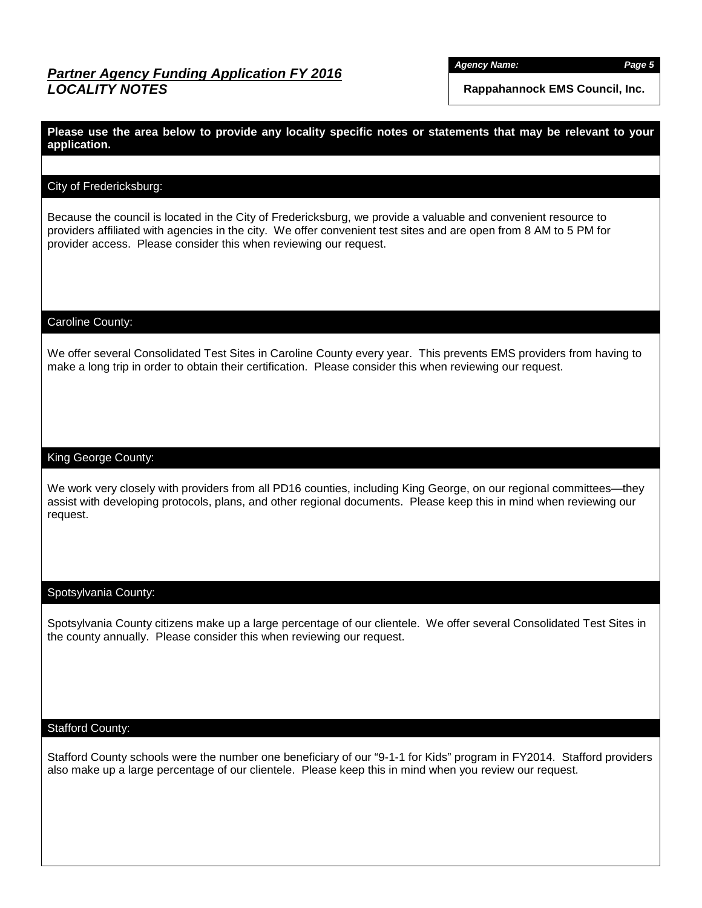## *Partner Agency Funding Application FY 2016*
## *LOCALITY NOTES*

***Agency Name:***

**Rappahannock EMS Council, Inc.**

**Please use the area below to provide any locality specific notes or statements that may be relevant to your application.**

### City of Fredericksburg:

Because the council is located in the City of Fredericksburg, we provide a valuable and convenient resource to providers affiliated with agencies in the city. We offer convenient test sites and are open from 8 AM to 5 PM for provider access. Please consider this when reviewing our request.

### Caroline County:

We offer several Consolidated Test Sites in Caroline County every year. This prevents EMS providers from having to make a long trip in order to obtain their certification. Please consider this when reviewing our request.

### King George County:

We work very closely with providers from all PD16 counties, including King George, on our regional committees—they assist with developing protocols, plans, and other regional documents. Please keep this in mind when reviewing our request.

### Spotsylvania County:

Spotsylvania County citizens make up a large percentage of our clientele. We offer several Consolidated Test Sites in the county annually. Please consider this when reviewing our request.

### Stafford County:

Stafford County schools were the number one beneficiary of our "9-1-1 for Kids" program in FY2014. Stafford providers also make up a large percentage of our clientele. Please keep this in mind when you review our request.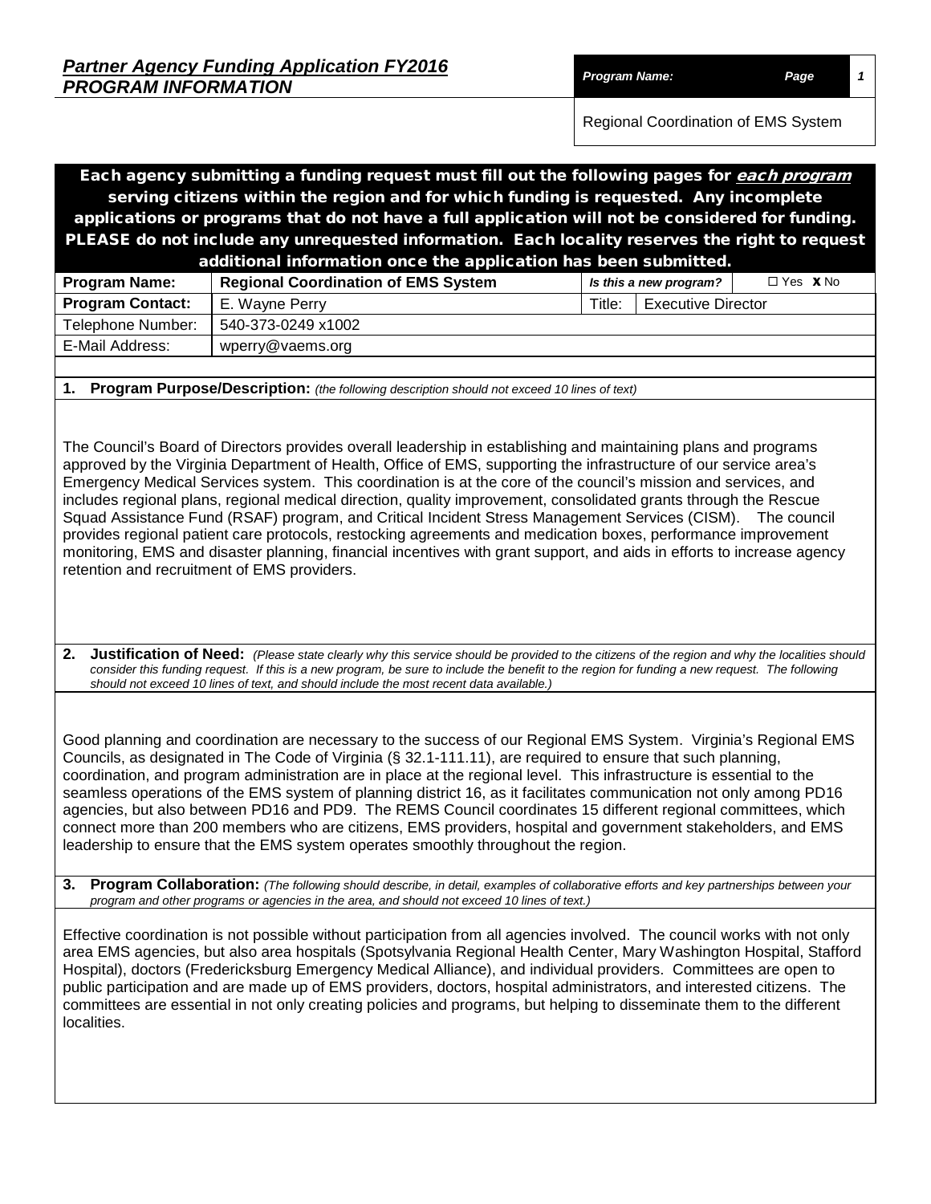## *Partner Agency Funding Application FY2016*
## *PROGRAM INFORMATION*

| *Program Name:* | *Page* | *1* |
|---|---|---|
| Regional Coordination of EMS System | | |

**Each agency submitting a funding request must fill out the following pages for *each program* serving citizens within the region and for which funding is requested. Any incomplete applications or programs that do not have a full application will not be considered for funding. PLEASE do not include any unrequested information. Each locality reserves the right to request additional information once the application has been submitted.**

| **Program Name:** | **Regional Coordination of EMS System** | *Is this a new program?* | ☐ Yes **X** No |
|---|---|---|---|
| **Program Contact:** | E. Wayne Perry | Title: | Executive Director |
| Telephone Number: | 540-373-0249 x1002 | | |
| E-Mail Address: | wperry@vaems.org | | |

**1. Program Purpose/Description:** *(the following description should not exceed 10 lines of text)*

The Council's Board of Directors provides overall leadership in establishing and maintaining plans and programs approved by the Virginia Department of Health, Office of EMS, supporting the infrastructure of our service area's Emergency Medical Services system. This coordination is at the core of the council's mission and services, and includes regional plans, regional medical direction, quality improvement, consolidated grants through the Rescue Squad Assistance Fund (RSAF) program, and Critical Incident Stress Management Services (CISM). The council provides regional patient care protocols, restocking agreements and medication boxes, performance improvement monitoring, EMS and disaster planning, financial incentives with grant support, and aids in efforts to increase agency retention and recruitment of EMS providers.

**2. Justification of Need:** *(Please state clearly why this service should be provided to the citizens of the region and why the localities should consider this funding request. If this is a new program, be sure to include the benefit to the region for funding a new request. The following should not exceed 10 lines of text, and should include the most recent data available.)*

Good planning and coordination are necessary to the success of our Regional EMS System. Virginia's Regional EMS Councils, as designated in The Code of Virginia (§ 32.1-111.11), are required to ensure that such planning, coordination, and program administration are in place at the regional level. This infrastructure is essential to the seamless operations of the EMS system of planning district 16, as it facilitates communication not only among PD16 agencies, but also between PD16 and PD9. The REMS Council coordinates 15 different regional committees, which connect more than 200 members who are citizens, EMS providers, hospital and government stakeholders, and EMS leadership to ensure that the EMS system operates smoothly throughout the region.

**3. Program Collaboration:** *(The following should describe, in detail, examples of collaborative efforts and key partnerships between your program and other programs or agencies in the area, and should not exceed 10 lines of text.)*

Effective coordination is not possible without participation from all agencies involved. The council works with not only area EMS agencies, but also area hospitals (Spotsylvania Regional Health Center, Mary Washington Hospital, Stafford Hospital), doctors (Fredericksburg Emergency Medical Alliance), and individual providers. Committees are open to public participation and are made up of EMS providers, doctors, hospital administrators, and interested citizens. The committees are essential in not only creating policies and programs, but helping to disseminate them to the different localities.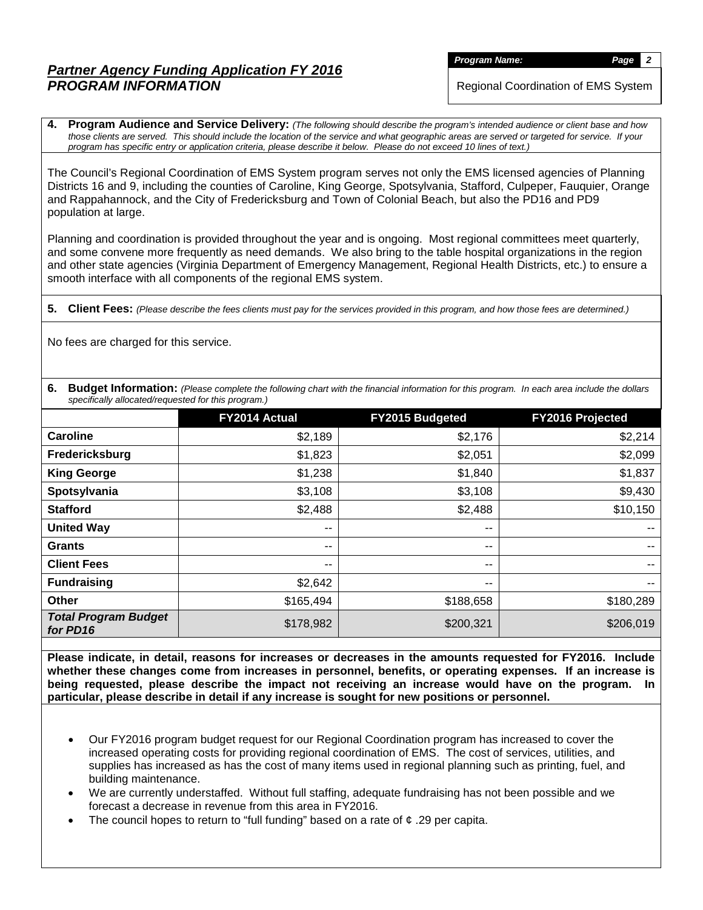## *Partner Agency Funding Application FY 2016*
## *PROGRAM INFORMATION*

***Program Name:***

Regional Coordination of EMS System

**4. Program Audience and Service Delivery:** *(The following should describe the program's intended audience or client base and how those clients are served. This should include the location of the service and what geographic areas are served or targeted for service. If your program has specific entry or application criteria, please describe it below. Please do not exceed 10 lines of text.)*

The Council's Regional Coordination of EMS System program serves not only the EMS licensed agencies of Planning Districts 16 and 9, including the counties of Caroline, King George, Spotsylvania, Stafford, Culpeper, Fauquier, Orange and Rappahannock, and the City of Fredericksburg and Town of Colonial Beach, but also the PD16 and PD9 population at large.

Planning and coordination is provided throughout the year and is ongoing. Most regional committees meet quarterly, and some convene more frequently as need demands. We also bring to the table hospital organizations in the region and other state agencies (Virginia Department of Emergency Management, Regional Health Districts, etc.) to ensure a smooth interface with all components of the regional EMS system.

**5. Client Fees:** *(Please describe the fees clients must pay for the services provided in this program, and how those fees are determined.)*

No fees are charged for this service.

**6. Budget Information:** *(Please complete the following chart with the financial information for this program. In each area include the dollars specifically allocated/requested for this program.)*

| | FY2014 Actual | FY2015 Budgeted | FY2016 Projected |
|---|---|---|---|
| **Caroline** | $2,189 | $2,176 | $2,214 |
| **Fredericksburg** | $1,823 | $2,051 | $2,099 |
| **King George** | $1,238 | $1,840 | $1,837 |
| **Spotsylvania** | $3,108 | $3,108 | $9,430 |
| **Stafford** | $2,488 | $2,488 | $10,150 |
| **United Way** | -- | -- | -- |
| **Grants** | -- | -- | -- |
| **Client Fees** | -- | -- | -- |
| **Fundraising** | $2,642 | -- | -- |
| **Other** | $165,494 | $188,658 | $180,289 |
| ***Total Program Budget for PD16*** | $178,982 | $200,321 | $206,019 |

**Please indicate, in detail, reasons for increases or decreases in the amounts requested for FY2016. Include whether these changes come from increases in personnel, benefits, or operating expenses. If an increase is being requested, please describe the impact not receiving an increase would have on the program. In particular, please describe in detail if any increase is sought for new positions or personnel.**

- Our FY2016 program budget request for our Regional Coordination program has increased to cover the increased operating costs for providing regional coordination of EMS. The cost of services, utilities, and supplies has increased as has the cost of many items used in regional planning such as printing, fuel, and building maintenance.
- We are currently understaffed. Without full staffing, adequate fundraising has not been possible and we forecast a decrease in revenue from this area in FY2016.
- The council hopes to return to "full funding" based on a rate of ¢ .29 per capita.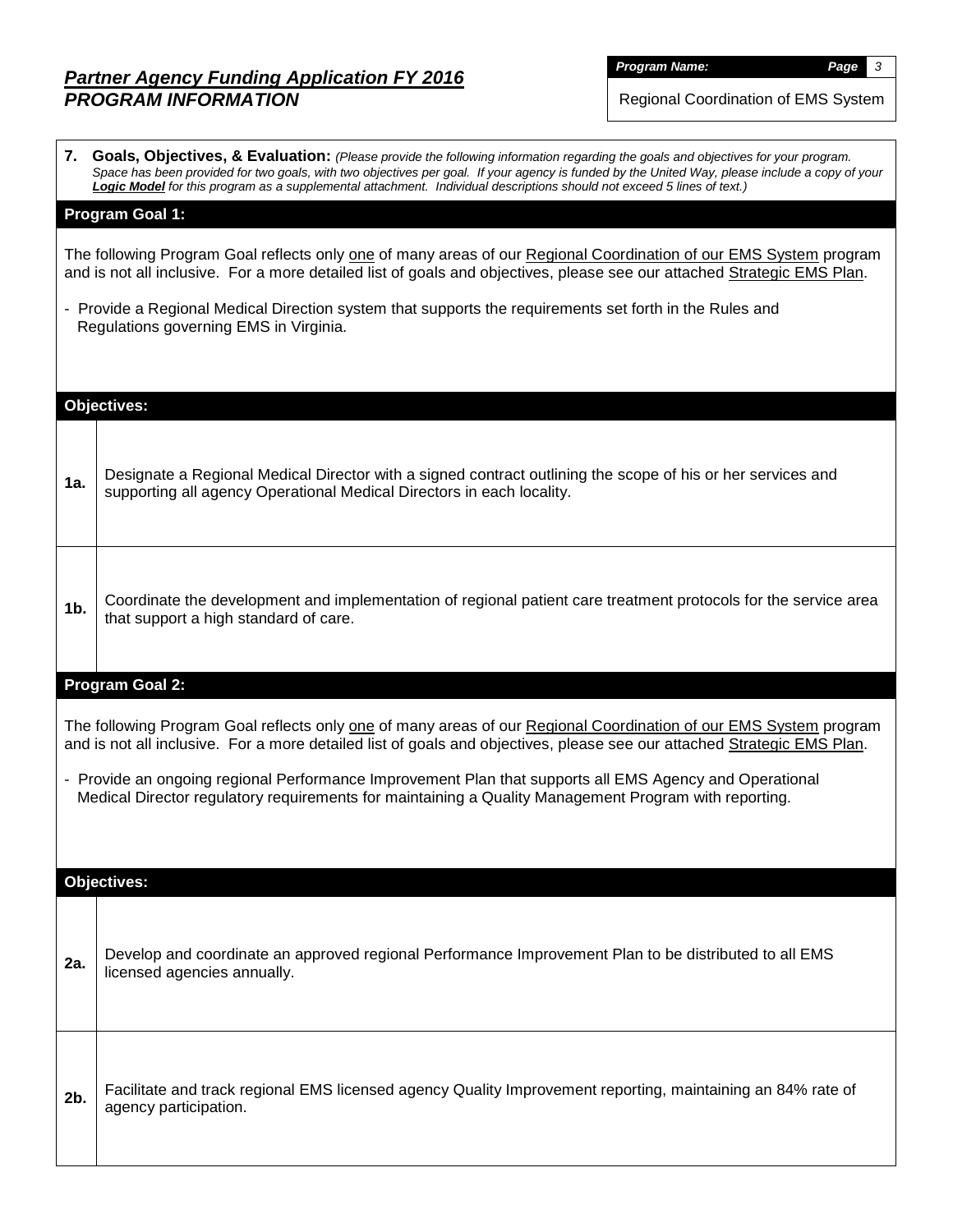## *Partner Agency Funding Application FY 2016*
## *PROGRAM INFORMATION*

***Program Name:*** Regional Coordination of EMS System

**7. Goals, Objectives, & Evaluation:** *(Please provide the following information regarding the goals and objectives for your program. Space has been provided for two goals, with two objectives per goal. If your agency is funded by the United Way, please include a copy of your **Logic Model** for this program as a supplemental attachment. Individual descriptions should not exceed 5 lines of text.)*

### Program Goal 1:

The following Program Goal reflects only one of many areas of our Regional Coordination of our EMS System program and is not all inclusive. For a more detailed list of goals and objectives, please see our attached Strategic EMS Plan.

- Provide a Regional Medical Direction system that supports the requirements set forth in the Rules and Regulations governing EMS in Virginia.

### Objectives:

| | |
|---|---|
| **1a.** | Designate a Regional Medical Director with a signed contract outlining the scope of his or her services and supporting all agency Operational Medical Directors in each locality. |
| **1b.** | Coordinate the development and implementation of regional patient care treatment protocols for the service area that support a high standard of care. |

### Program Goal 2:

The following Program Goal reflects only one of many areas of our Regional Coordination of our EMS System program and is not all inclusive. For a more detailed list of goals and objectives, please see our attached Strategic EMS Plan.

- Provide an ongoing regional Performance Improvement Plan that supports all EMS Agency and Operational Medical Director regulatory requirements for maintaining a Quality Management Program with reporting.

### Objectives:

| | |
|---|---|
| **2a.** | Develop and coordinate an approved regional Performance Improvement Plan to be distributed to all EMS licensed agencies annually. |
| **2b.** | Facilitate and track regional EMS licensed agency Quality Improvement reporting, maintaining an 84% rate of agency participation. |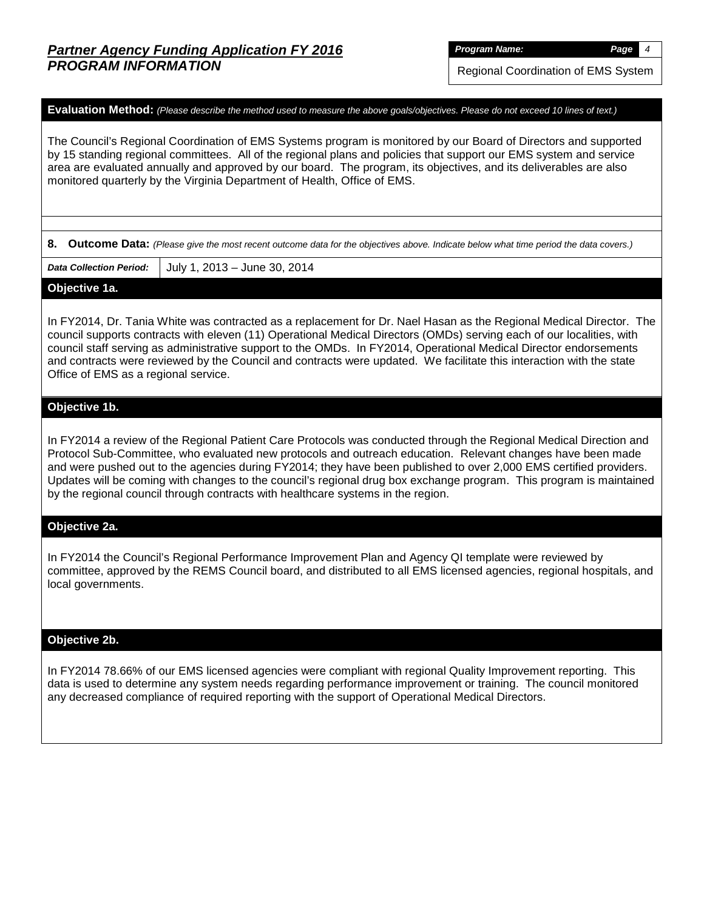**Evaluation Method:** *(Please describe the method used to measure the above goals/objectives. Please do not exceed 10 lines of text.)*

The Council's Regional Coordination of EMS Systems program is monitored by our Board of Directors and supported by 15 standing regional committees. All of the regional plans and policies that support our EMS system and service area are evaluated annually and approved by our board. The program, its objectives, and its deliverables are also monitored quarterly by the Virginia Department of Health, Office of EMS.

**8. Outcome Data:** *(Please give the most recent outcome data for the objectives above. Indicate below what time period the data covers.)*

| ***Data Collection Period:*** | July 1, 2013 – June 30, 2014 |
|---|---|

**Objective 1a.**

In FY2014, Dr. Tania White was contracted as a replacement for Dr. Nael Hasan as the Regional Medical Director. The council supports contracts with eleven (11) Operational Medical Directors (OMDs) serving each of our localities, with council staff serving as administrative support to the OMDs. In FY2014, Operational Medical Director endorsements and contracts were reviewed by the Council and contracts were updated. We facilitate this interaction with the state Office of EMS as a regional service.

**Objective 1b.**

In FY2014 a review of the Regional Patient Care Protocols was conducted through the Regional Medical Direction and Protocol Sub-Committee, who evaluated new protocols and outreach education. Relevant changes have been made and were pushed out to the agencies during FY2014; they have been published to over 2,000 EMS certified providers. Updates will be coming with changes to the council's regional drug box exchange program. This program is maintained by the regional council through contracts with healthcare systems in the region.

**Objective 2a.**

In FY2014 the Council's Regional Performance Improvement Plan and Agency QI template were reviewed by committee, approved by the REMS Council board, and distributed to all EMS licensed agencies, regional hospitals, and local governments.

**Objective 2b.**

In FY2014 78.66% of our EMS licensed agencies were compliant with regional Quality Improvement reporting. This data is used to determine any system needs regarding performance improvement or training. The council monitored any decreased compliance of required reporting with the support of Operational Medical Directors.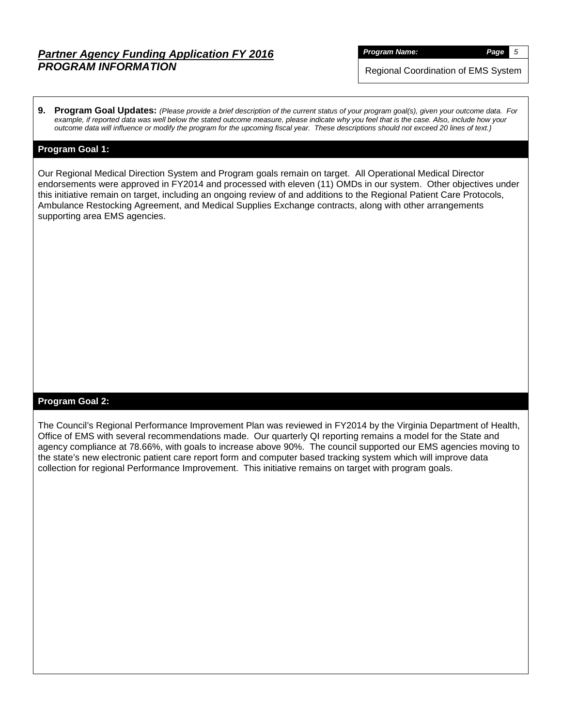**9. Program Goal Updates:** *(Please provide a brief description of the current status of your program goal(s), given your outcome data. For example, if reported data was well below the stated outcome measure, please indicate why you feel that is the case. Also, include how your outcome data will influence or modify the program for the upcoming fiscal year. These descriptions should not exceed 20 lines of text.)*

### Program Goal 1:

Our Regional Medical Direction System and Program goals remain on target. All Operational Medical Director endorsements were approved in FY2014 and processed with eleven (11) OMDs in our system. Other objectives under this initiative remain on target, including an ongoing review of and additions to the Regional Patient Care Protocols, Ambulance Restocking Agreement, and Medical Supplies Exchange contracts, along with other arrangements supporting area EMS agencies.

### Program Goal 2:

The Council's Regional Performance Improvement Plan was reviewed in FY2014 by the Virginia Department of Health, Office of EMS with several recommendations made. Our quarterly QI reporting remains a model for the State and agency compliance at 78.66%, with goals to increase above 90%. The council supported our EMS agencies moving to the state's new electronic patient care report form and computer based tracking system which will improve data collection for regional Performance Improvement. This initiative remains on target with program goals.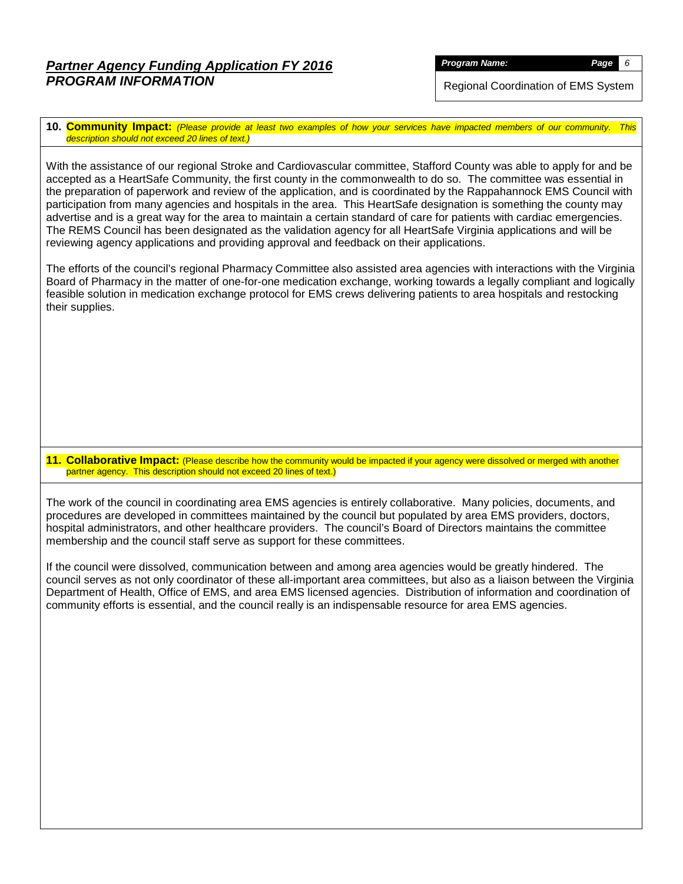## Partner Agency Funding Application FY 2016
## PROGRAM INFORMATION

***Program Name:*** Regional Coordination of EMS System

**10. Community Impact:** *(Please provide at least two examples of how your services have impacted members of our community. This description should not exceed 20 lines of text.)*

With the assistance of our regional Stroke and Cardiovascular committee, Stafford County was able to apply for and be accepted as a HeartSafe Community, the first county in the commonwealth to do so. The committee was essential in the preparation of paperwork and review of the application, and is coordinated by the Rappahannock EMS Council with participation from many agencies and hospitals in the area. This HeartSafe designation is something the county may advertise and is a great way for the area to maintain a certain standard of care for patients with cardiac emergencies. The REMS Council has been designated as the validation agency for all HeartSafe Virginia applications and will be reviewing agency applications and providing approval and feedback on their applications.

The efforts of the council's regional Pharmacy Committee also assisted area agencies with interactions with the Virginia Board of Pharmacy in the matter of one-for-one medication exchange, working towards a legally compliant and logically feasible solution in medication exchange protocol for EMS crews delivering patients to area hospitals and restocking their supplies.

**11. Collaborative Impact:** (Please describe how the community would be impacted if your agency were dissolved or merged with another partner agency. This description should not exceed 20 lines of text.)

The work of the council in coordinating area EMS agencies is entirely collaborative. Many policies, documents, and procedures are developed in committees maintained by the council but populated by area EMS providers, doctors, hospital administrators, and other healthcare providers. The council's Board of Directors maintains the committee membership and the council staff serve as support for these committees.

If the council were dissolved, communication between and among area agencies would be greatly hindered. The council serves as not only coordinator of these all-important area committees, but also as a liaison between the Virginia Department of Health, Office of EMS, and area EMS licensed agencies. Distribution of information and coordination of community efforts is essential, and the council really is an indispensable resource for area EMS agencies.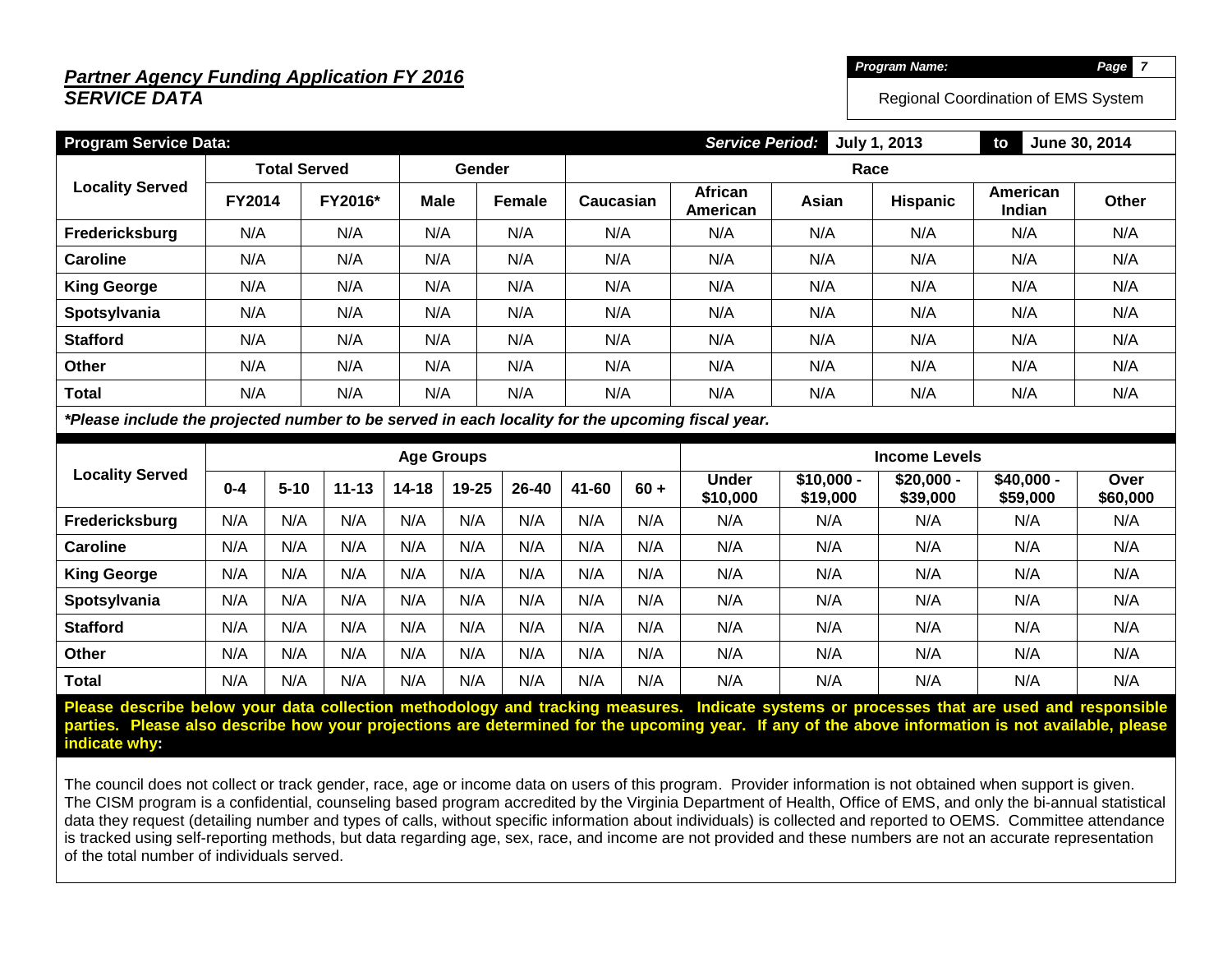## *Partner Agency Funding Application FY 2016*
## *SERVICE DATA*

***Program Name:*** Regional Coordination of EMS System

| **Program Service Data:** | | | | | | ***Service Period:*** | **July 1, 2013** | **to** | **June 30, 2014** | |
|---|---|---|---|---|---|---|---|---|---|---|
| **Locality Served** | **Total Served** | | **Gender** | | **Race** | | | | | |
| | **FY2014** | **FY2016*** | **Male** | **Female** | **Caucasian** | **African American** | **Asian** | **Hispanic** | **American Indian** | **Other** |
| **Fredericksburg** | N/A | N/A | N/A | N/A | N/A | N/A | N/A | N/A | N/A | N/A |
| **Caroline** | N/A | N/A | N/A | N/A | N/A | N/A | N/A | N/A | N/A | N/A |
| **King George** | N/A | N/A | N/A | N/A | N/A | N/A | N/A | N/A | N/A | N/A |
| **Spotsylvania** | N/A | N/A | N/A | N/A | N/A | N/A | N/A | N/A | N/A | N/A |
| **Stafford** | N/A | N/A | N/A | N/A | N/A | N/A | N/A | N/A | N/A | N/A |
| **Other** | N/A | N/A | N/A | N/A | N/A | N/A | N/A | N/A | N/A | N/A |
| **Total** | N/A | N/A | N/A | N/A | N/A | N/A | N/A | N/A | N/A | N/A |

***Please include the projected number to be served in each locality for the upcoming fiscal year.**

| **Locality Served** | **Age Groups** | | | | | | | | **Income Levels** | | | | |
|---|---|---|---|---|---|---|---|---|---|---|---|---|---|
| | **0-4** | **5-10** | **11-13** | **14-18** | **19-25** | **26-40** | **41-60** | **60 +** | **Under $10,000** | **$10,000 - $19,000** | **$20,000 - $39,000** | **$40,000 - $59,000** | **Over $60,000** |
| **Fredericksburg** | N/A | N/A | N/A | N/A | N/A | N/A | N/A | N/A | N/A | N/A | N/A | N/A | N/A |
| **Caroline** | N/A | N/A | N/A | N/A | N/A | N/A | N/A | N/A | N/A | N/A | N/A | N/A | N/A |
| **King George** | N/A | N/A | N/A | N/A | N/A | N/A | N/A | N/A | N/A | N/A | N/A | N/A | N/A |
| **Spotsylvania** | N/A | N/A | N/A | N/A | N/A | N/A | N/A | N/A | N/A | N/A | N/A | N/A | N/A |
| **Stafford** | N/A | N/A | N/A | N/A | N/A | N/A | N/A | N/A | N/A | N/A | N/A | N/A | N/A |
| **Other** | N/A | N/A | N/A | N/A | N/A | N/A | N/A | N/A | N/A | N/A | N/A | N/A | N/A |
| **Total** | N/A | N/A | N/A | N/A | N/A | N/A | N/A | N/A | N/A | N/A | N/A | N/A | N/A |

**Please describe below your data collection methodology and tracking measures. Indicate systems or processes that are used and responsible parties. Please also describe how your projections are determined for the upcoming year. If any of the above information is not available, please indicate why:**

The council does not collect or track gender, race, age or income data on users of this program. Provider information is not obtained when support is given. The CISM program is a confidential, counseling based program accredited by the Virginia Department of Health, Office of EMS, and only the bi-annual statistical data they request (detailing number and types of calls, without specific information about individuals) is collected and reported to OEMS. Committee attendance is tracked using self-reporting methods, but data regarding age, sex, race, and income are not provided and these numbers are not an accurate representation of the total number of individuals served.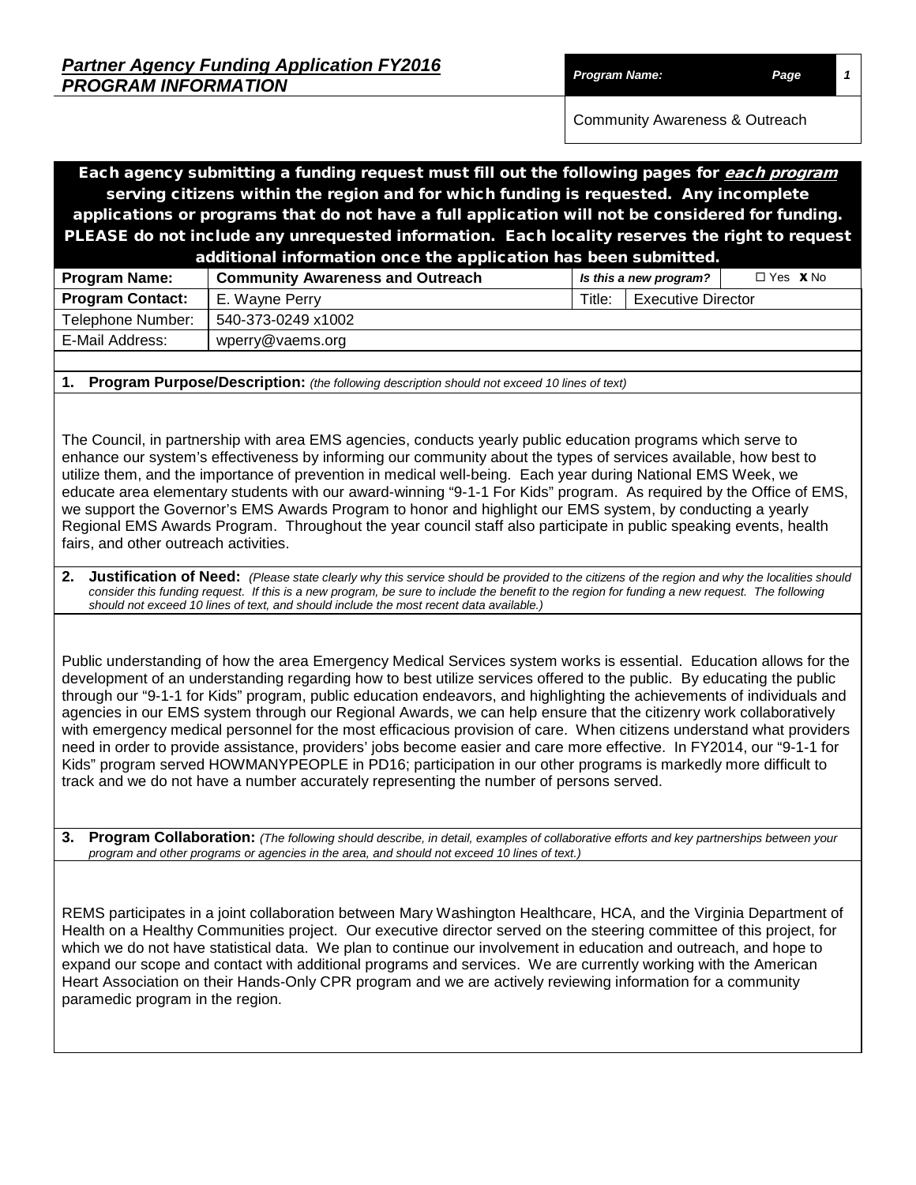## *Partner Agency Funding Application FY2016*
## *PROGRAM INFORMATION*

| *Program Name:* | *Page* |
|---|---|
| Community Awareness & Outreach | |

**Each agency submitting a funding request must fill out the following pages for *each program* serving citizens within the region and for which funding is requested. Any incomplete applications or programs that do not have a full application will not be considered for funding. PLEASE do not include any unrequested information. Each locality reserves the right to request additional information once the application has been submitted.**

| **Program Name:** | **Community Awareness and Outreach** | *Is this a new program?* | ☐ Yes **x** No |
|---|---|---|---|
| **Program Contact:** | E. Wayne Perry | Title: | Executive Director |
| Telephone Number: | 540-373-0249 x1002 | | |
| E-Mail Address: | wperry@vaems.org | | |

**1. Program Purpose/Description:** *(the following description should not exceed 10 lines of text)*

The Council, in partnership with area EMS agencies, conducts yearly public education programs which serve to enhance our system's effectiveness by informing our community about the types of services available, how best to utilize them, and the importance of prevention in medical well-being. Each year during National EMS Week, we educate area elementary students with our award-winning "9-1-1 For Kids" program. As required by the Office of EMS, we support the Governor's EMS Awards Program to honor and highlight our EMS system, by conducting a yearly Regional EMS Awards Program. Throughout the year council staff also participate in public speaking events, health fairs, and other outreach activities.

**2. Justification of Need:** *(Please state clearly why this service should be provided to the citizens of the region and why the localities should consider this funding request. If this is a new program, be sure to include the benefit to the region for funding a new request. The following should not exceed 10 lines of text, and should include the most recent data available.)*

Public understanding of how the area Emergency Medical Services system works is essential. Education allows for the development of an understanding regarding how to best utilize services offered to the public. By educating the public through our "9-1-1 for Kids" program, public education endeavors, and highlighting the achievements of individuals and agencies in our EMS system through our Regional Awards, we can help ensure that the citizenry work collaboratively with emergency medical personnel for the most efficacious provision of care. When citizens understand what providers need in order to provide assistance, providers' jobs become easier and care more effective. In FY2014, our "9-1-1 for Kids" program served HOWMANYPEOPLE in PD16; participation in our other programs is markedly more difficult to track and we do not have a number accurately representing the number of persons served.

**3. Program Collaboration:** *(The following should describe, in detail, examples of collaborative efforts and key partnerships between your program and other programs or agencies in the area, and should not exceed 10 lines of text.)*

REMS participates in a joint collaboration between Mary Washington Healthcare, HCA, and the Virginia Department of Health on a Healthy Communities project. Our executive director served on the steering committee of this project, for which we do not have statistical data. We plan to continue our involvement in education and outreach, and hope to expand our scope and contact with additional programs and services. We are currently working with the American Heart Association on their Hands-Only CPR program and we are actively reviewing information for a community paramedic program in the region.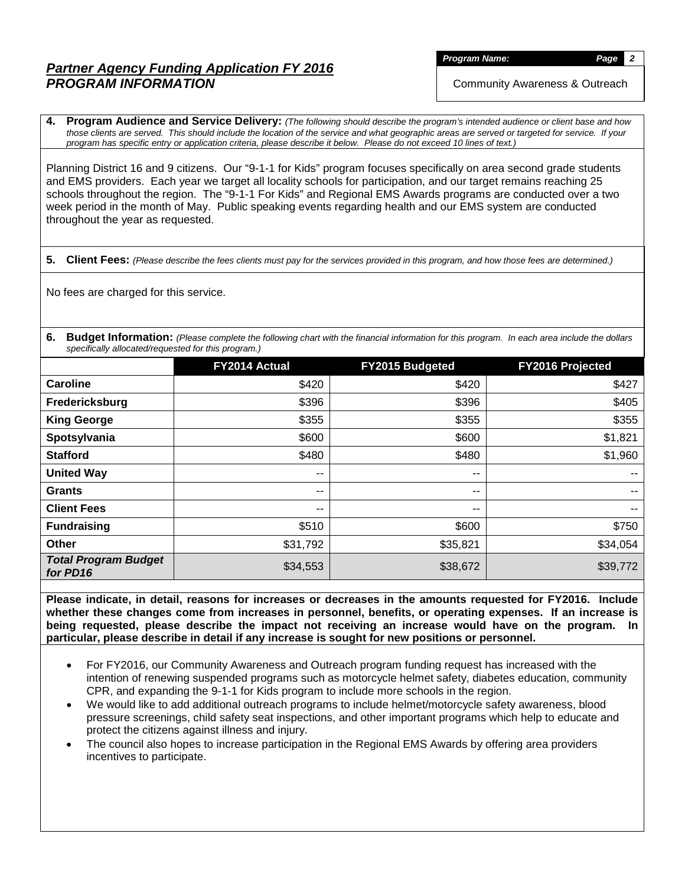## ***Partner Agency Funding Application FY 2016***
## ***PROGRAM INFORMATION***

***Program Name:*** ***Page 2***

Community Awareness & Outreach

**4. Program Audience and Service Delivery:** *(The following should describe the program's intended audience or client base and how those clients are served. This should include the location of the service and what geographic areas are served or targeted for service. If your program has specific entry or application criteria, please describe it below. Please do not exceed 10 lines of text.)*

Planning District 16 and 9 citizens. Our "9-1-1 for Kids" program focuses specifically on area second grade students and EMS providers. Each year we target all locality schools for participation, and our target remains reaching 25 schools throughout the region. The "9-1-1 For Kids" and Regional EMS Awards programs are conducted over a two week period in the month of May. Public speaking events regarding health and our EMS system are conducted throughout the year as requested.

**5. Client Fees:** *(Please describe the fees clients must pay for the services provided in this program, and how those fees are determined.)*

No fees are charged for this service.

**6. Budget Information:** *(Please complete the following chart with the financial information for this program. In each area include the dollars specifically allocated/requested for this program.)*

| | FY2014 Actual | FY2015 Budgeted | FY2016 Projected |
|---|---|---|---|
| **Caroline** | $420 | $420 | $427 |
| **Fredericksburg** | $396 | $396 | $405 |
| **King George** | $355 | $355 | $355 |
| **Spotsylvania** | $600 | $600 | $1,821 |
| **Stafford** | $480 | $480 | $1,960 |
| **United Way** | -- | -- | -- |
| **Grants** | -- | -- | -- |
| **Client Fees** | -- | -- | -- |
| **Fundraising** | $510 | $600 | $750 |
| **Other** | $31,792 | $35,821 | $34,054 |
| ***Total Program Budget for PD16*** | $34,553 | $38,672 | $39,772 |

**Please indicate, in detail, reasons for increases or decreases in the amounts requested for FY2016. Include whether these changes come from increases in personnel, benefits, or operating expenses. If an increase is being requested, please describe the impact not receiving an increase would have on the program. In particular, please describe in detail if any increase is sought for new positions or personnel.**

- For FY2016, our Community Awareness and Outreach program funding request has increased with the intention of renewing suspended programs such as motorcycle helmet safety, diabetes education, community CPR, and expanding the 9-1-1 for Kids program to include more schools in the region.
- We would like to add additional outreach programs to include helmet/motorcycle safety awareness, blood pressure screenings, child safety seat inspections, and other important programs which help to educate and protect the citizens against illness and injury.
- The council also hopes to increase participation in the Regional EMS Awards by offering area providers incentives to participate.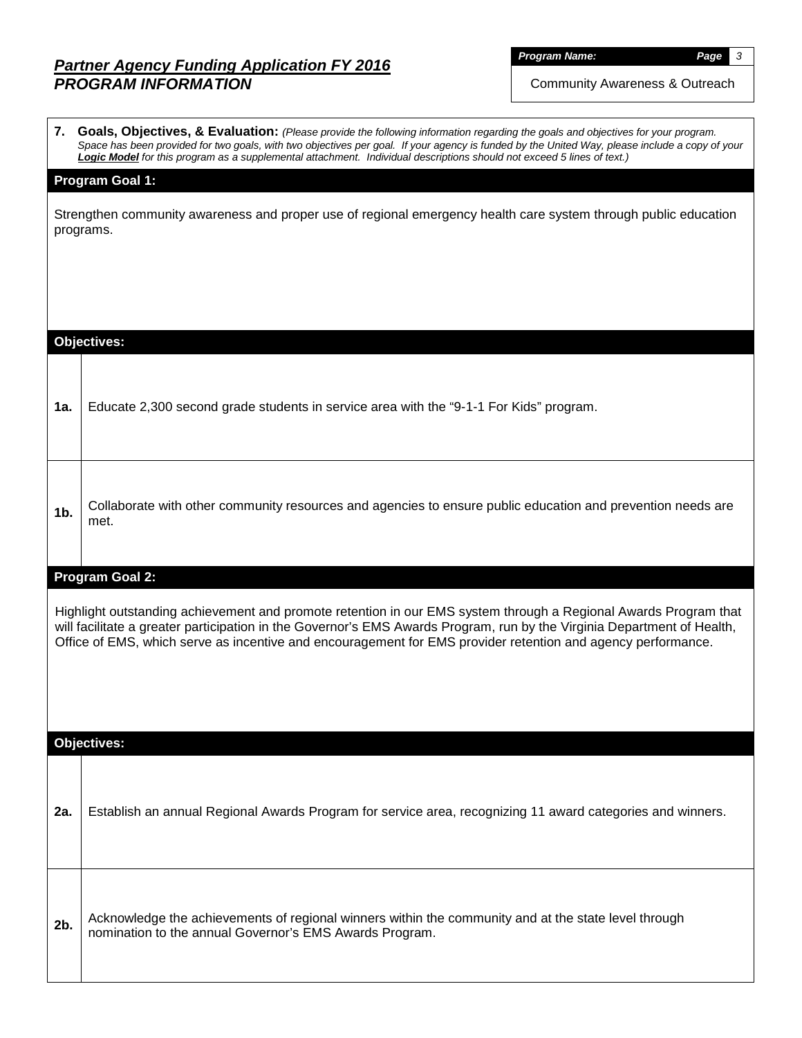# *Partner Agency Funding Application FY 2016*
## *PROGRAM INFORMATION*

***Program Name:*** Community Awareness & Outreach

**7. Goals, Objectives, & Evaluation:** *(Please provide the following information regarding the goals and objectives for your program. Space has been provided for two goals, with two objectives per goal. If your agency is funded by the United Way, please include a copy of your **Logic Model** for this program as a supplemental attachment. Individual descriptions should not exceed 5 lines of text.)*

**Program Goal 1:**

Strengthen community awareness and proper use of regional emergency health care system through public education programs.

**Objectives:**

| | |
|---|---|
| **1a.** | Educate 2,300 second grade students in service area with the "9-1-1 For Kids" program. |
| **1b.** | Collaborate with other community resources and agencies to ensure public education and prevention needs are met. |

**Program Goal 2:**

Highlight outstanding achievement and promote retention in our EMS system through a Regional Awards Program that will facilitate a greater participation in the Governor's EMS Awards Program, run by the Virginia Department of Health, Office of EMS, which serve as incentive and encouragement for EMS provider retention and agency performance.

**Objectives:**

| | |
|---|---|
| **2a.** | Establish an annual Regional Awards Program for service area, recognizing 11 award categories and winners. |
| **2b.** | Acknowledge the achievements of regional winners within the community and at the state level through nomination to the annual Governor's EMS Awards Program. |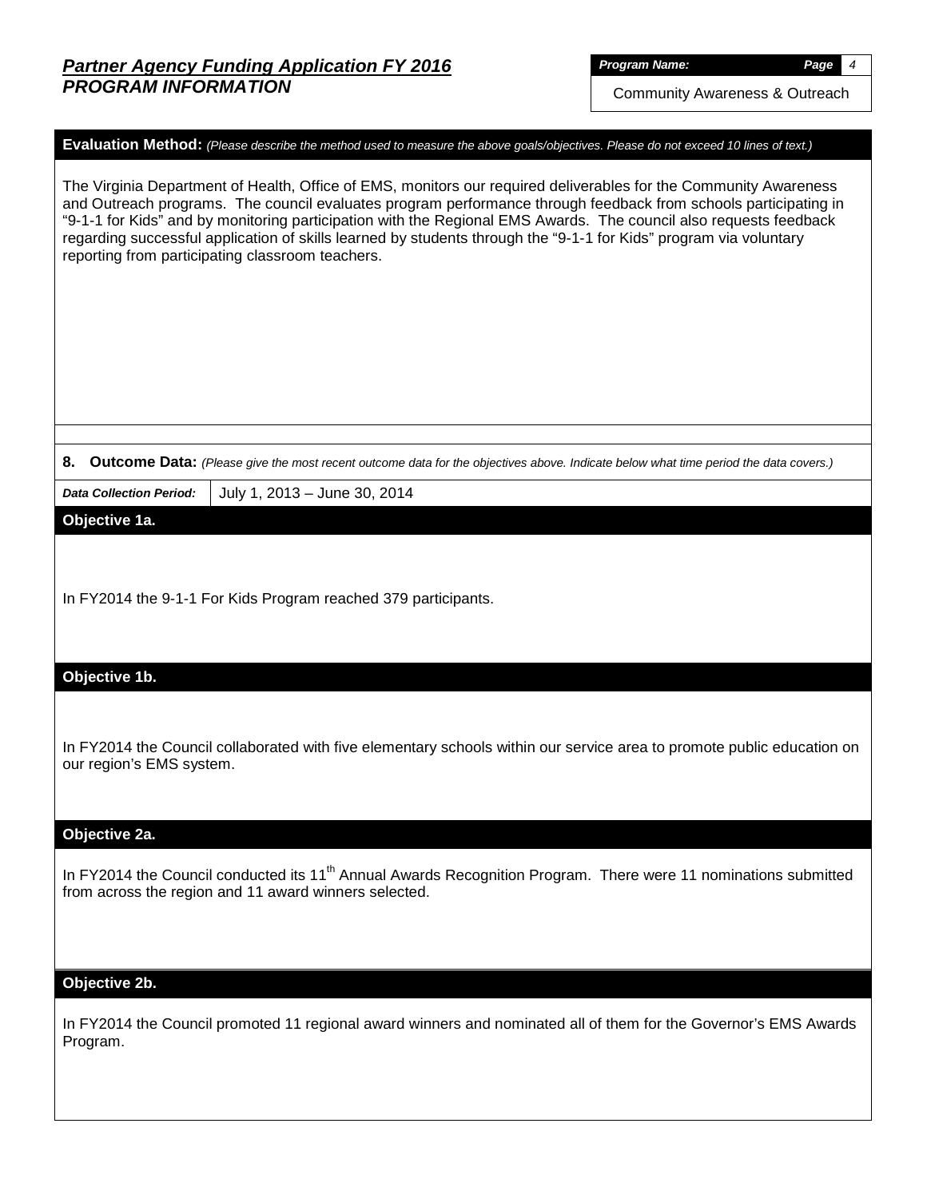**Evaluation Method:** *(Please describe the method used to measure the above goals/objectives. Please do not exceed 10 lines of text.)*

The Virginia Department of Health, Office of EMS, monitors our required deliverables for the Community Awareness and Outreach programs. The council evaluates program performance through feedback from schools participating in "9-1-1 for Kids" and by monitoring participation with the Regional EMS Awards. The council also requests feedback regarding successful application of skills learned by students through the "9-1-1 for Kids" program via voluntary reporting from participating classroom teachers.

**8. Outcome Data:** *(Please give the most recent outcome data for the objectives above. Indicate below what time period the data covers.)*

| *Data Collection Period:* | July 1, 2013 – June 30, 2014 |
|---|---|

**Objective 1a.**

In FY2014 the 9-1-1 For Kids Program reached 379 participants.

**Objective 1b.**

In FY2014 the Council collaborated with five elementary schools within our service area to promote public education on our region's EMS system.

**Objective 2a.**

In FY2014 the Council conducted its 11th Annual Awards Recognition Program. There were 11 nominations submitted from across the region and 11 award winners selected.

**Objective 2b.**

In FY2014 the Council promoted 11 regional award winners and nominated all of them for the Governor's EMS Awards Program.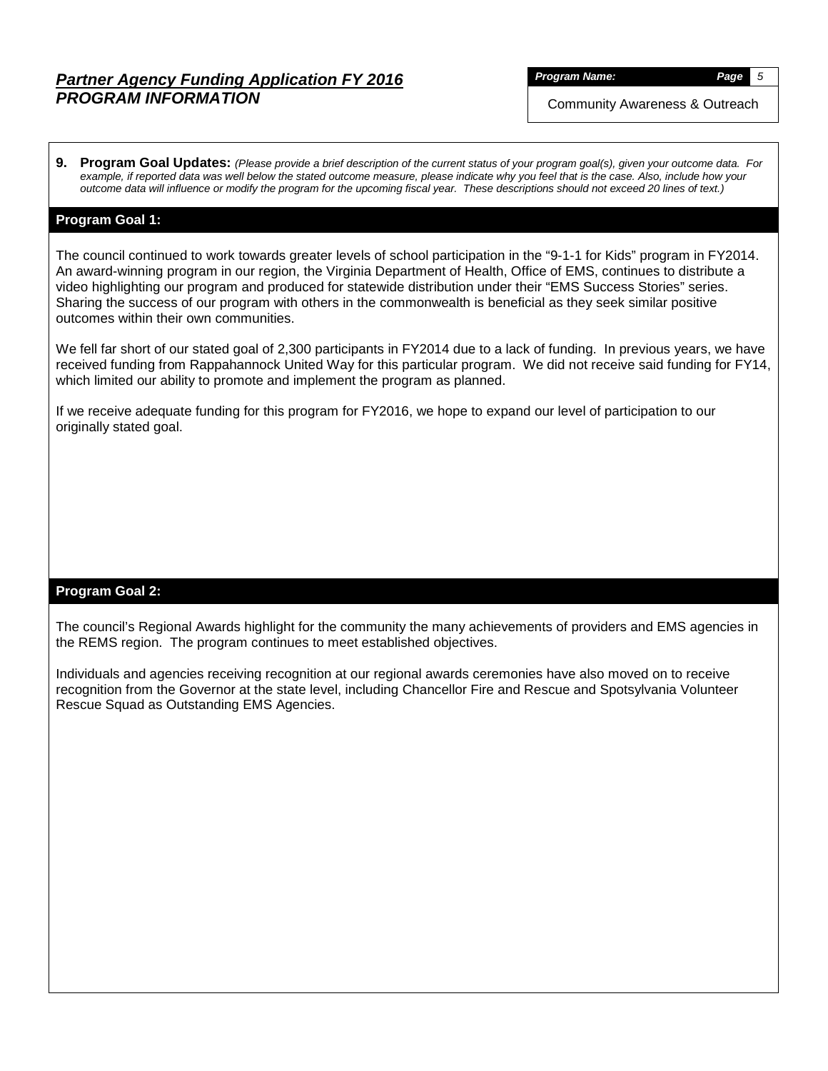## ***Partner Agency Funding Application FY 2016***
## ***PROGRAM INFORMATION***

***Program Name:*** Community Awareness & Outreach

**9. Program Goal Updates:** *(Please provide a brief description of the current status of your program goal(s), given your outcome data. For example, if reported data was well below the stated outcome measure, please indicate why you feel that is the case. Also, include how your outcome data will influence or modify the program for the upcoming fiscal year. These descriptions should not exceed 20 lines of text.)*

### Program Goal 1:

The council continued to work towards greater levels of school participation in the "9-1-1 for Kids" program in FY2014. An award-winning program in our region, the Virginia Department of Health, Office of EMS, continues to distribute a video highlighting our program and produced for statewide distribution under their "EMS Success Stories" series. Sharing the success of our program with others in the commonwealth is beneficial as they seek similar positive outcomes within their own communities.

We fell far short of our stated goal of 2,300 participants in FY2014 due to a lack of funding. In previous years, we have received funding from Rappahannock United Way for this particular program. We did not receive said funding for FY14, which limited our ability to promote and implement the program as planned.

If we receive adequate funding for this program for FY2016, we hope to expand our level of participation to our originally stated goal.

### Program Goal 2:

The council's Regional Awards highlight for the community the many achievements of providers and EMS agencies in the REMS region. The program continues to meet established objectives.

Individuals and agencies receiving recognition at our regional awards ceremonies have also moved on to receive recognition from the Governor at the state level, including Chancellor Fire and Rescue and Spotsylvania Volunteer Rescue Squad as Outstanding EMS Agencies.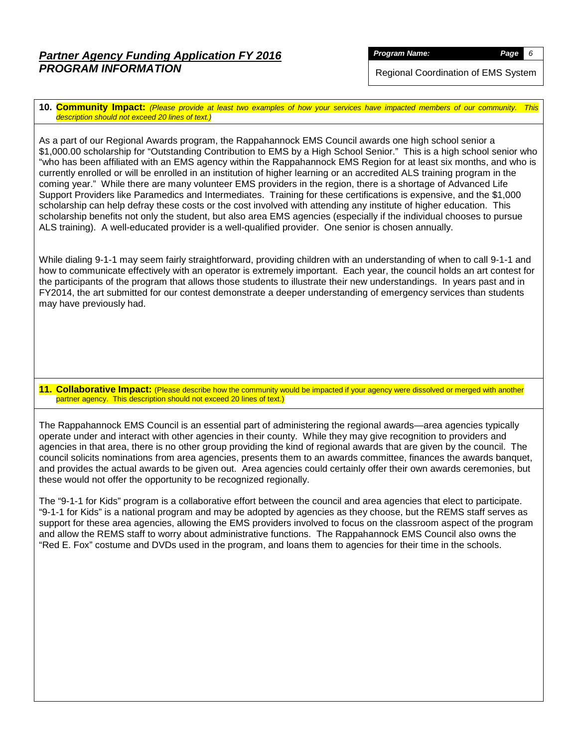## *Partner Agency Funding Application FY 2016*
## *PROGRAM INFORMATION*

| *Program Name:* |
|---|
| Regional Coordination of EMS System |

**10. Community Impact:** *(Please provide at least two examples of how your services have impacted members of our community. This description should not exceed 20 lines of text.)*

As a part of our Regional Awards program, the Rappahannock EMS Council awards one high school senior a $1,000.00 scholarship for "Outstanding Contribution to EMS by a High School Senior." This is a high school senior who "who has been affiliated with an EMS agency within the Rappahannock EMS Region for at least six months, and who is currently enrolled or will be enrolled in an institution of higher learning or an accredited ALS training program in the coming year." While there are many volunteer EMS providers in the region, there is a shortage of Advanced Life Support Providers like Paramedics and Intermediates. Training for these certifications is expensive, and the $1,000 scholarship can help defray these costs or the cost involved with attending any institute of higher education. This scholarship benefits not only the student, but also area EMS agencies (especially if the individual chooses to pursue ALS training). A well-educated provider is a well-qualified provider. One senior is chosen annually.

While dialing 9-1-1 may seem fairly straightforward, providing children with an understanding of when to call 9-1-1 and how to communicate effectively with an operator is extremely important. Each year, the council holds an art contest for the participants of the program that allows those students to illustrate their new understandings. In years past and in FY2014, the art submitted for our contest demonstrate a deeper understanding of emergency services than students may have previously had.

**11. Collaborative Impact:** (Please describe how the community would be impacted if your agency were dissolved or merged with another partner agency. This description should not exceed 20 lines of text.)

The Rappahannock EMS Council is an essential part of administering the regional awards—area agencies typically operate under and interact with other agencies in their county. While they may give recognition to providers and agencies in that area, there is no other group providing the kind of regional awards that are given by the council. The council solicits nominations from area agencies, presents them to an awards committee, finances the awards banquet, and provides the actual awards to be given out. Area agencies could certainly offer their own awards ceremonies, but these would not offer the opportunity to be recognized regionally.

The "9-1-1 for Kids" program is a collaborative effort between the council and area agencies that elect to participate. "9-1-1 for Kids" is a national program and may be adopted by agencies as they choose, but the REMS staff serves as support for these area agencies, allowing the EMS providers involved to focus on the classroom aspect of the program and allow the REMS staff to worry about administrative functions. The Rappahannock EMS Council also owns the "Red E. Fox" costume and DVDs used in the program, and loans them to agencies for their time in the schools.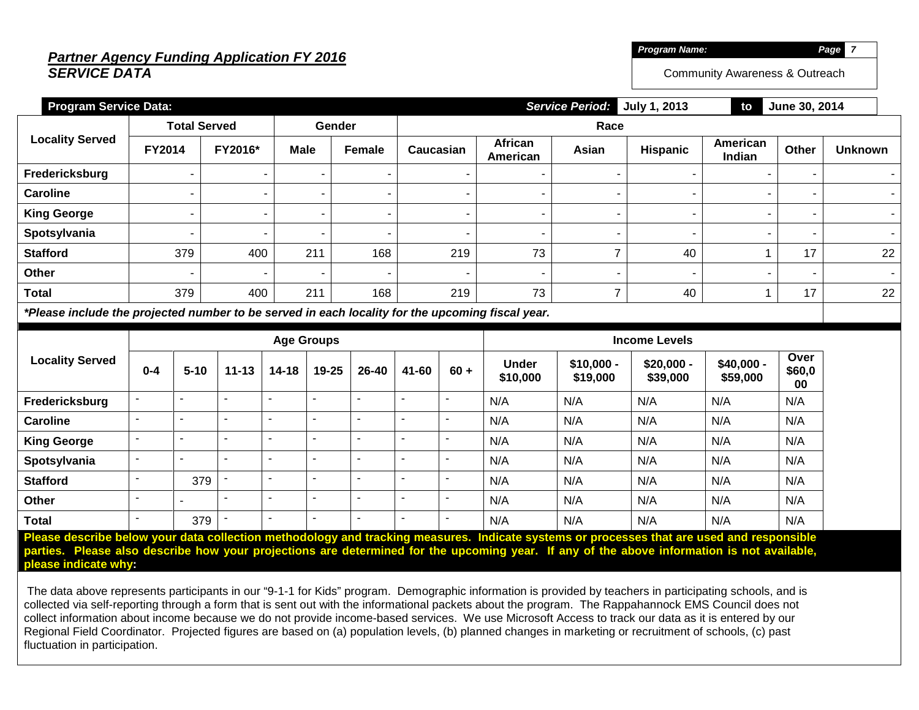## *Partner Agency Funding Application FY 2016*
## *SERVICE DATA*

| *Program Name:* | *Page* 7 |
|---|---|
| Community Awareness & Outreach | |

**Program Service Data:** ***Service Period:*** **July 1, 2013** **to** **June 30, 2014**

| Locality Served | Total Served | | Gender | | Race | | | | | | |
|---|---|---|---|---|---|---|---|---|---|---|---|
| | FY2014 | FY2016* | Male | Female | Caucasian | African American | Asian | Hispanic | American Indian | Other | Unknown |
| **Fredericksburg** | - | - | - | - | - | - | - | - | - | - | - |
| **Caroline** | - | - | - | - | - | - | - | - | - | - | - |
| **King George** | - | - | - | - | - | - | - | - | - | - | - |
| **Spotsylvania** | - | - | - | - | - | - | - | - | - | - | - |
| **Stafford** | 379 | 400 | 211 | 168 | 219 | 73 | 7 | 40 | 1 | 17 | 22 |
| **Other** | - | - | - | - | - | - | - | - | - | - | - |
| **Total** | 379 | 400 | 211 | 168 | 219 | 73 | 7 | 40 | 1 | 17 | 22 |

***\*Please include the projected number to be served in each locality for the upcoming fiscal year.***

| Locality Served | Age Groups | | | | | | | | Income Levels | | | | |
|---|---|---|---|---|---|---|---|---|---|---|---|---|---|
| | 0-4 | 5-10 | 11-13 | 14-18 | 19-25 | 26-40 | 41-60 | 60 + | Under $10,000 | $10,000 - $19,000 | $20,000 - $39,000 | $40,000 - $59,000 | Over $60,000 |
| **Fredericksburg** | - | - | - | - | - | - | - | - | N/A | N/A | N/A | N/A | N/A |
| **Caroline** | - | - | - | - | - | - | - | - | N/A | N/A | N/A | N/A | N/A |
| **King George** | - | - | - | - | - | - | - | - | N/A | N/A | N/A | N/A | N/A |
| **Spotsylvania** | - | - | - | - | - | - | - | - | N/A | N/A | N/A | N/A | N/A |
| **Stafford** | - | 379 | - | - | - | - | - | - | N/A | N/A | N/A | N/A | N/A |
| **Other** | - | - | - | - | - | - | - | - | N/A | N/A | N/A | N/A | N/A |
| **Total** | - | 379 | - | - | - | - | - | - | N/A | N/A | N/A | N/A | N/A |

**Please describe below your data collection methodology and tracking measures. Indicate systems or processes that are used and responsible parties. Please also describe how your projections are determined for the upcoming year. If any of the above information is not available, please indicate why:**

The data above represents participants in our "9-1-1 for Kids" program. Demographic information is provided by teachers in participating schools, and is collected via self-reporting through a form that is sent out with the informational packets about the program. The Rappahannock EMS Council does not collect information about income because we do not provide income-based services. We use Microsoft Access to track our data as it is entered by our Regional Field Coordinator. Projected figures are based on (a) population levels, (b) planned changes in marketing or recruitment of schools, (c) past fluctuation in participation.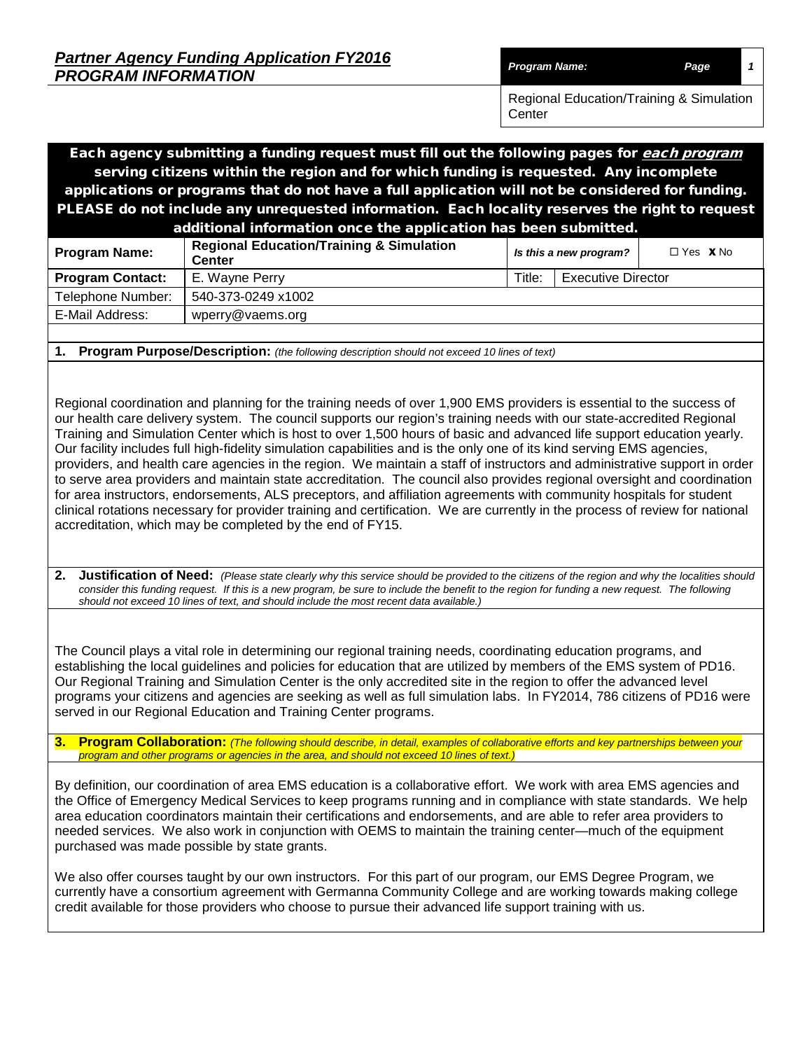## *Partner Agency Funding Application FY2016*
## *PROGRAM INFORMATION*

| *Program Name:* |
|---|
| Regional Education/Training & Simulation Center |

**Each agency submitting a funding request must fill out the following pages for *each program* serving citizens within the region and for which funding is requested. Any incomplete applications or programs that do not have a full application will not be considered for funding. PLEASE do not include any unrequested information. Each locality reserves the right to request additional information once the application has been submitted.**

| **Program Name:** | **Regional Education/Training & Simulation Center** | *Is this a new program?* | ☐ Yes **X** No |
|---|---|---|---|
| **Program Contact:** | E. Wayne Perry | Title: | Executive Director |
| Telephone Number: | 540-373-0249 x1002 | | |
| E-Mail Address: | wperry@vaems.org | | |

**1. Program Purpose/Description:** *(the following description should not exceed 10 lines of text)*

Regional coordination and planning for the training needs of over 1,900 EMS providers is essential to the success of our health care delivery system. The council supports our region's training needs with our state-accredited Regional Training and Simulation Center which is host to over 1,500 hours of basic and advanced life support education yearly. Our facility includes full high-fidelity simulation capabilities and is the only one of its kind serving EMS agencies, providers, and health care agencies in the region. We maintain a staff of instructors and administrative support in order to serve area providers and maintain state accreditation. The council also provides regional oversight and coordination for area instructors, endorsements, ALS preceptors, and affiliation agreements with community hospitals for student clinical rotations necessary for provider training and certification. We are currently in the process of review for national accreditation, which may be completed by the end of FY15.

**2. Justification of Need:** *(Please state clearly why this service should be provided to the citizens of the region and why the localities should consider this funding request. If this is a new program, be sure to include the benefit to the region for funding a new request. The following should not exceed 10 lines of text, and should include the most recent data available.)*

The Council plays a vital role in determining our regional training needs, coordinating education programs, and establishing the local guidelines and policies for education that are utilized by members of the EMS system of PD16. Our Regional Training and Simulation Center is the only accredited site in the region to offer the advanced level programs your citizens and agencies are seeking as well as full simulation labs. In FY2014, 786 citizens of PD16 were served in our Regional Education and Training Center programs.

**3. Program Collaboration:** *(The following should describe, in detail, examples of collaborative efforts and key partnerships between your program and other programs or agencies in the area, and should not exceed 10 lines of text.)*

By definition, our coordination of area EMS education is a collaborative effort. We work with area EMS agencies and the Office of Emergency Medical Services to keep programs running and in compliance with state standards. We help area education coordinators maintain their certifications and endorsements, and are able to refer area providers to needed services. We also work in conjunction with OEMS to maintain the training center—much of the equipment purchased was made possible by state grants.

We also offer courses taught by our own instructors. For this part of our program, our EMS Degree Program, we currently have a consortium agreement with Germanna Community College and are working towards making college credit available for those providers who choose to pursue their advanced life support training with us.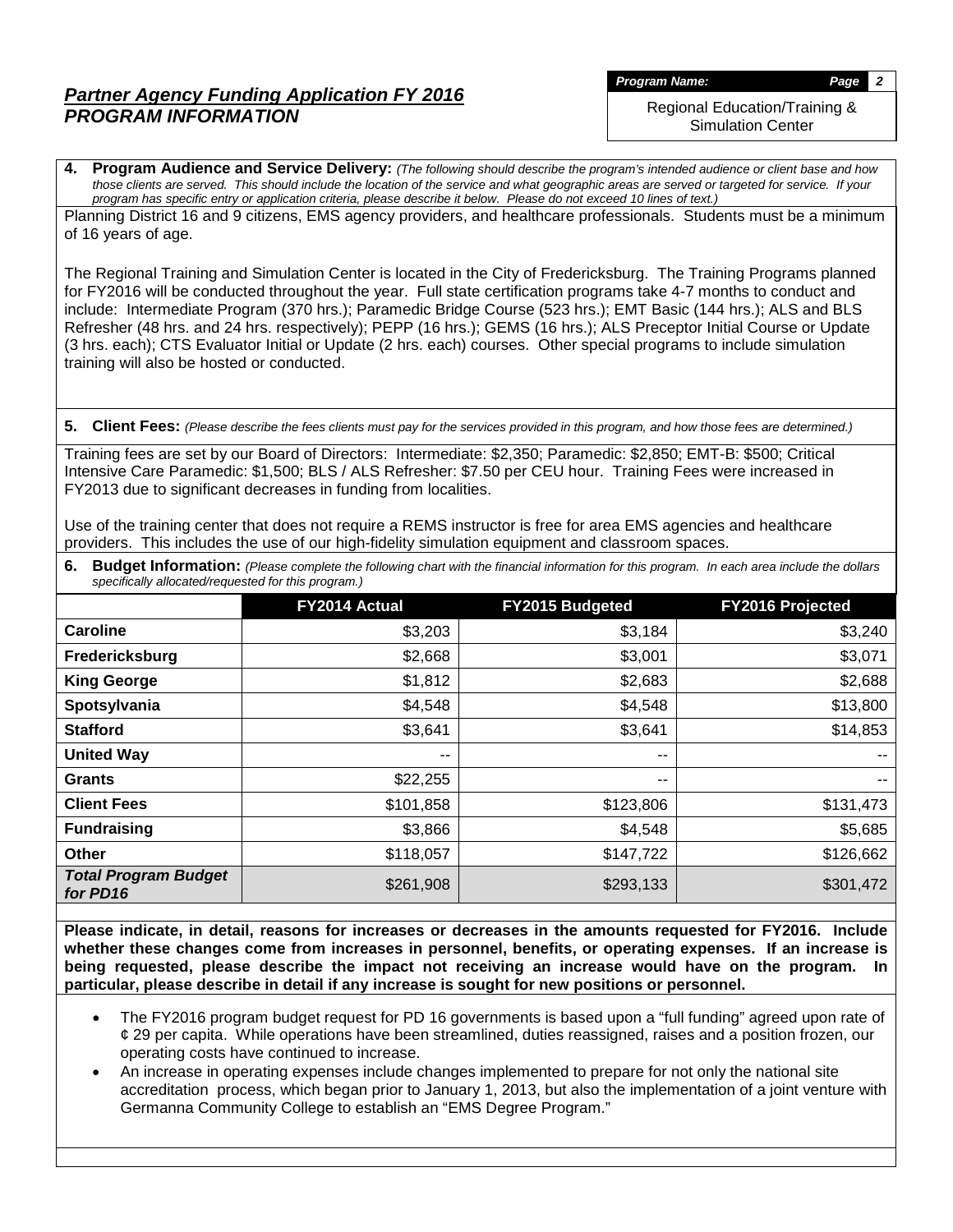# *Partner Agency Funding Application FY 2016*
## *PROGRAM INFORMATION*

***Program Name:***

Regional Education/Training & Simulation Center

**4. Program Audience and Service Delivery:** *(The following should describe the program's intended audience or client base and how those clients are served. This should include the location of the service and what geographic areas are served or targeted for service. If your program has specific entry or application criteria, please describe it below. Please do not exceed 10 lines of text.)*

Planning District 16 and 9 citizens, EMS agency providers, and healthcare professionals. Students must be a minimum of 16 years of age.

The Regional Training and Simulation Center is located in the City of Fredericksburg. The Training Programs planned for FY2016 will be conducted throughout the year. Full state certification programs take 4-7 months to conduct and include: Intermediate Program (370 hrs.); Paramedic Bridge Course (523 hrs.); EMT Basic (144 hrs.); ALS and BLS Refresher (48 hrs. and 24 hrs. respectively); PEPP (16 hrs.); GEMS (16 hrs.); ALS Preceptor Initial Course or Update (3 hrs. each); CTS Evaluator Initial or Update (2 hrs. each) courses. Other special programs to include simulation training will also be hosted or conducted.

**5. Client Fees:** *(Please describe the fees clients must pay for the services provided in this program, and how those fees are determined.)*

Training fees are set by our Board of Directors: Intermediate: $2,350; Paramedic: $2,850; EMT-B: $500; Critical Intensive Care Paramedic: $1,500; BLS / ALS Refresher: $7.50 per CEU hour. Training Fees were increased in FY2013 due to significant decreases in funding from localities.

Use of the training center that does not require a REMS instructor is free for area EMS agencies and healthcare providers. This includes the use of our high-fidelity simulation equipment and classroom spaces.

**6. Budget Information:** *(Please complete the following chart with the financial information for this program. In each area include the dollars specifically allocated/requested for this program.)*

| | FY2014 Actual | FY2015 Budgeted | FY2016 Projected |
|---|---|---|---|
| **Caroline** | $3,203 | $3,184 | $3,240 |
| **Fredericksburg** | $2,668 | $3,001 | $3,071 |
| **King George** | $1,812 | $2,683 | $2,688 |
| **Spotsylvania** | $4,548 | $4,548 | $13,800 |
| **Stafford** | $3,641 | $3,641 | $14,853 |
| **United Way** | -- | -- | -- |
| **Grants** | $22,255 | -- | -- |
| **Client Fees** | $101,858 | $123,806 | $131,473 |
| **Fundraising** | $3,866 | $4,548 | $5,685 |
| **Other** | $118,057 | $147,722 | $126,662 |
| ***Total Program Budget for PD16*** | $261,908 | $293,133 | $301,472 |

**Please indicate, in detail, reasons for increases or decreases in the amounts requested for FY2016. Include whether these changes come from increases in personnel, benefits, or operating expenses. If an increase is being requested, please describe the impact not receiving an increase would have on the program. In particular, please describe in detail if any increase is sought for new positions or personnel.**

- The FY2016 program budget request for PD 16 governments is based upon a "full funding" agreed upon rate of ¢ 29 per capita. While operations have been streamlined, duties reassigned, raises and a position frozen, our operating costs have continued to increase.
- An increase in operating expenses include changes implemented to prepare for not only the national site accreditation process, which began prior to January 1, 2013, but also the implementation of a joint venture with Germanna Community College to establish an "EMS Degree Program."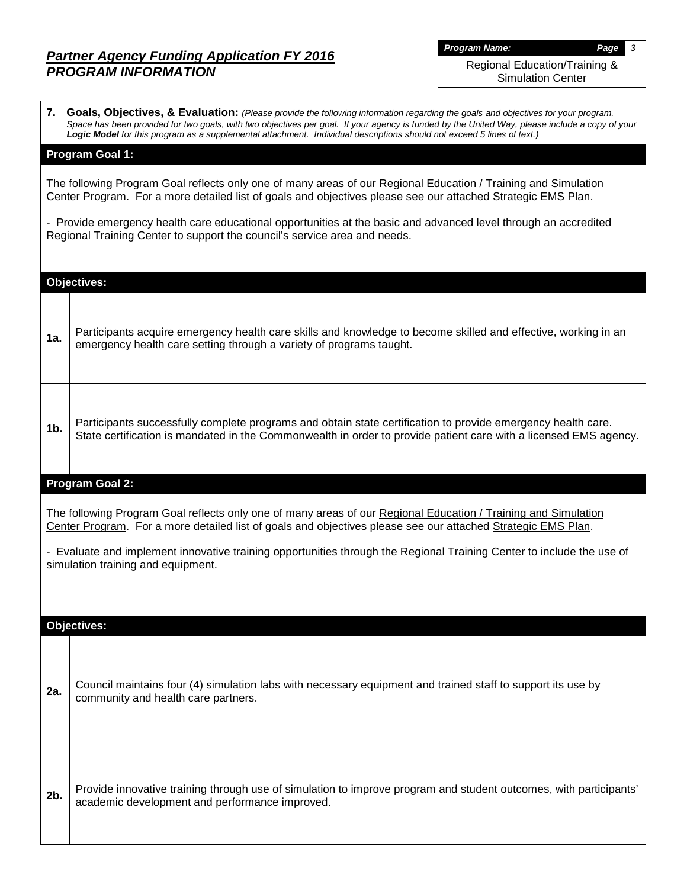## *Partner Agency Funding Application FY 2016*
## *PROGRAM INFORMATION*

| *Program Name:* |
|---|
| Regional Education/Training & Simulation Center |

**7. Goals, Objectives, & Evaluation:** *(Please provide the following information regarding the goals and objectives for your program. Space has been provided for two goals, with two objectives per goal. If your agency is funded by the United Way, please include a copy of your* ***Logic Model*** *for this program as a supplemental attachment. Individual descriptions should not exceed 5 lines of text.)*

### Program Goal 1:

The following Program Goal reflects only one of many areas of our Regional Education / Training and Simulation Center Program. For a more detailed list of goals and objectives please see our attached Strategic EMS Plan.

- Provide emergency health care educational opportunities at the basic and advanced level through an accredited Regional Training Center to support the council's service area and needs.

### Objectives:

| | |
|---|---|
| **1a.** | Participants acquire emergency health care skills and knowledge to become skilled and effective, working in an emergency health care setting through a variety of programs taught. |
| **1b.** | Participants successfully complete programs and obtain state certification to provide emergency health care. State certification is mandated in the Commonwealth in order to provide patient care with a licensed EMS agency. |

### Program Goal 2:

The following Program Goal reflects only one of many areas of our Regional Education / Training and Simulation Center Program. For a more detailed list of goals and objectives please see our attached Strategic EMS Plan.

- Evaluate and implement innovative training opportunities through the Regional Training Center to include the use of simulation training and equipment.

### Objectives:

| | |
|---|---|
| **2a.** | Council maintains four (4) simulation labs with necessary equipment and trained staff to support its use by community and health care partners. |
| **2b.** | Provide innovative training through use of simulation to improve program and student outcomes, with participants' academic development and performance improved. |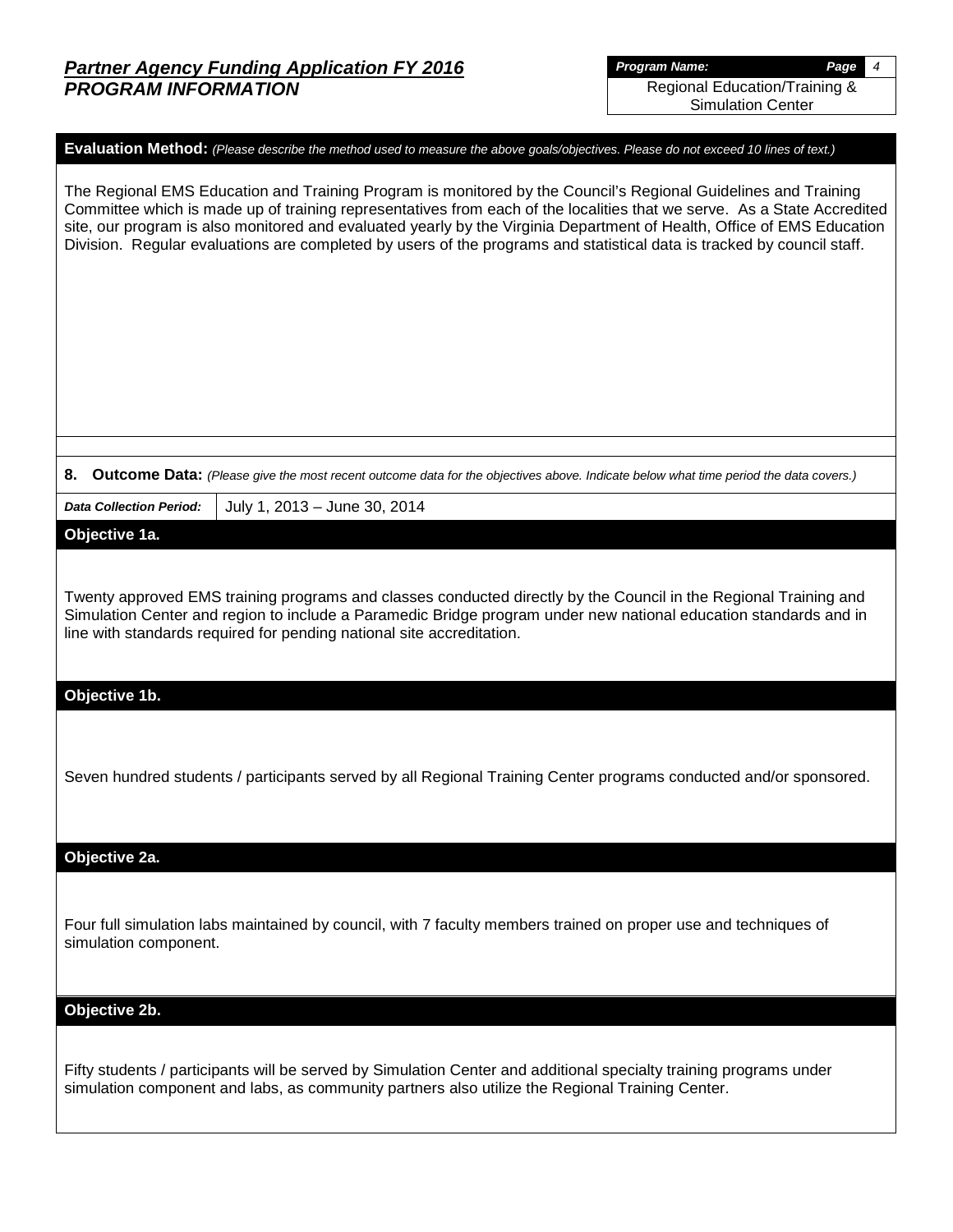**Evaluation Method:** *(Please describe the method used to measure the above goals/objectives. Please do not exceed 10 lines of text.)*

The Regional EMS Education and Training Program is monitored by the Council's Regional Guidelines and Training Committee which is made up of training representatives from each of the localities that we serve. As a State Accredited site, our program is also monitored and evaluated yearly by the Virginia Department of Health, Office of EMS Education Division. Regular evaluations are completed by users of the programs and statistical data is tracked by council staff.

**8. Outcome Data:** *(Please give the most recent outcome data for the objectives above. Indicate below what time period the data covers.)*

| *Data Collection Period:* | July 1, 2013 – June 30, 2014 |
|---|---|

**Objective 1a.**

Twenty approved EMS training programs and classes conducted directly by the Council in the Regional Training and Simulation Center and region to include a Paramedic Bridge program under new national education standards and in line with standards required for pending national site accreditation.

**Objective 1b.**

Seven hundred students / participants served by all Regional Training Center programs conducted and/or sponsored.

**Objective 2a.**

Four full simulation labs maintained by council, with 7 faculty members trained on proper use and techniques of simulation component.

**Objective 2b.**

Fifty students / participants will be served by Simulation Center and additional specialty training programs under simulation component and labs, as community partners also utilize the Regional Training Center.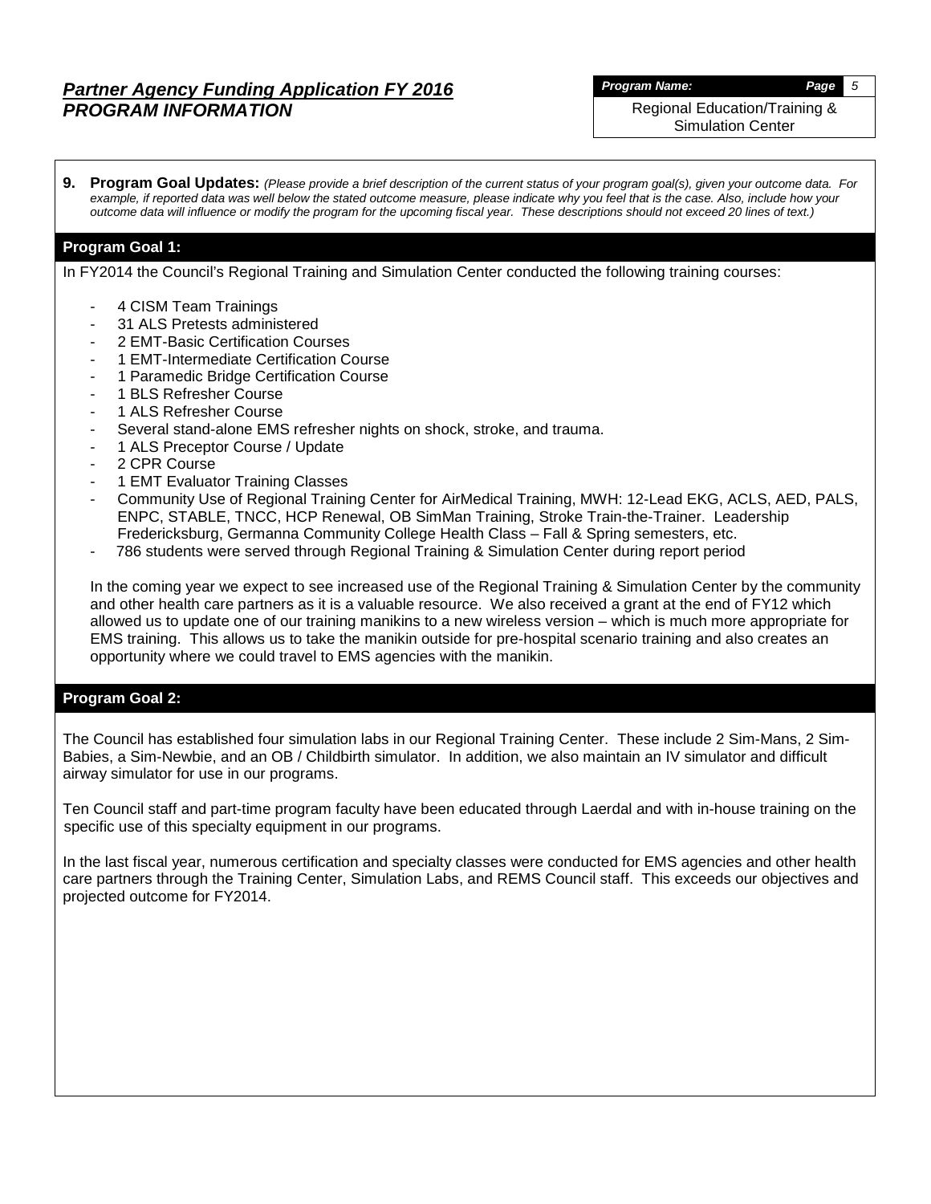## *Partner Agency Funding Application FY 2016*
## *PROGRAM INFORMATION*

***Program Name:*** Regional Education/Training & Simulation Center

**9. Program Goal Updates:** *(Please provide a brief description of the current status of your program goal(s), given your outcome data. For example, if reported data was well below the stated outcome measure, please indicate why you feel that is the case. Also, include how your outcome data will influence or modify the program for the upcoming fiscal year. These descriptions should not exceed 20 lines of text.)*

### Program Goal 1:

In FY2014 the Council's Regional Training and Simulation Center conducted the following training courses:

- 4 CISM Team Trainings
- 31 ALS Pretests administered
- 2 EMT-Basic Certification Courses
- 1 EMT-Intermediate Certification Course
- 1 Paramedic Bridge Certification Course
- 1 BLS Refresher Course
- 1 ALS Refresher Course
- Several stand-alone EMS refresher nights on shock, stroke, and trauma.
- 1 ALS Preceptor Course / Update
- 2 CPR Course
- 1 EMT Evaluator Training Classes
- Community Use of Regional Training Center for AirMedical Training, MWH: 12-Lead EKG, ACLS, AED, PALS, ENPC, STABLE, TNCC, HCP Renewal, OB SimMan Training, Stroke Train-the-Trainer. Leadership Fredericksburg, Germanna Community College Health Class – Fall & Spring semesters, etc.
- 786 students were served through Regional Training & Simulation Center during report period

In the coming year we expect to see increased use of the Regional Training & Simulation Center by the community and other health care partners as it is a valuable resource. We also received a grant at the end of FY12 which allowed us to update one of our training manikins to a new wireless version – which is much more appropriate for EMS training. This allows us to take the manikin outside for pre-hospital scenario training and also creates an opportunity where we could travel to EMS agencies with the manikin.

### Program Goal 2:

The Council has established four simulation labs in our Regional Training Center. These include 2 Sim-Mans, 2 Sim-Babies, a Sim-Newbie, and an OB / Childbirth simulator. In addition, we also maintain an IV simulator and difficult airway simulator for use in our programs.

Ten Council staff and part-time program faculty have been educated through Laerdal and with in-house training on the specific use of this specialty equipment in our programs.

In the last fiscal year, numerous certification and specialty classes were conducted for EMS agencies and other health care partners through the Training Center, Simulation Labs, and REMS Council staff. This exceeds our objectives and projected outcome for FY2014.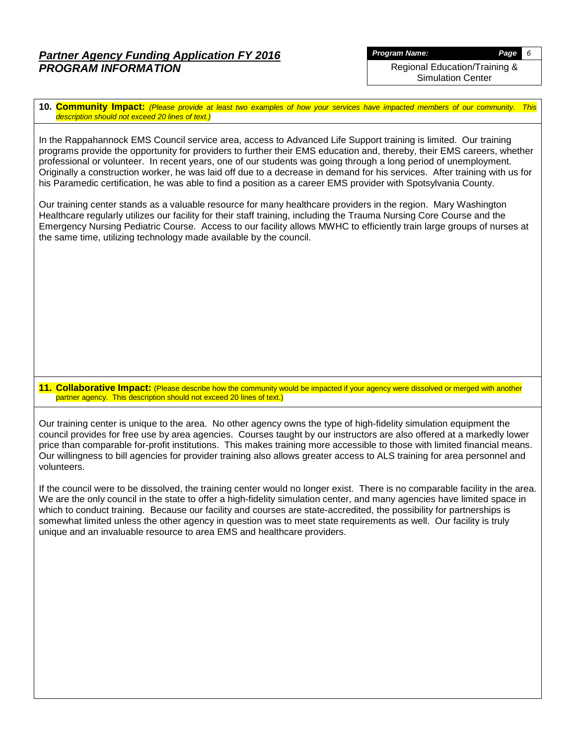## *Partner Agency Funding Application FY 2016*
## *PROGRAM INFORMATION*

***Program Name:*** Regional Education/Training & Simulation Center

**10. Community Impact:** *(Please provide at least two examples of how your services have impacted members of our community. This description should not exceed 20 lines of text.)*

In the Rappahannock EMS Council service area, access to Advanced Life Support training is limited. Our training programs provide the opportunity for providers to further their EMS education and, thereby, their EMS careers, whether professional or volunteer. In recent years, one of our students was going through a long period of unemployment. Originally a construction worker, he was laid off due to a decrease in demand for his services. After training with us for his Paramedic certification, he was able to find a position as a career EMS provider with Spotsylvania County.

Our training center stands as a valuable resource for many healthcare providers in the region. Mary Washington Healthcare regularly utilizes our facility for their staff training, including the Trauma Nursing Core Course and the Emergency Nursing Pediatric Course. Access to our facility allows MWHC to efficiently train large groups of nurses at the same time, utilizing technology made available by the council.

**11. Collaborative Impact:** (Please describe how the community would be impacted if your agency were dissolved or merged with another partner agency. This description should not exceed 20 lines of text.)

Our training center is unique to the area. No other agency owns the type of high-fidelity simulation equipment the council provides for free use by area agencies. Courses taught by our instructors are also offered at a markedly lower price than comparable for-profit institutions. This makes training more accessible to those with limited financial means. Our willingness to bill agencies for provider training also allows greater access to ALS training for area personnel and volunteers.

If the council were to be dissolved, the training center would no longer exist. There is no comparable facility in the area. We are the only council in the state to offer a high-fidelity simulation center, and many agencies have limited space in which to conduct training. Because our facility and courses are state-accredited, the possibility for partnerships is somewhat limited unless the other agency in question was to meet state requirements as well. Our facility is truly unique and an invaluable resource to area EMS and healthcare providers.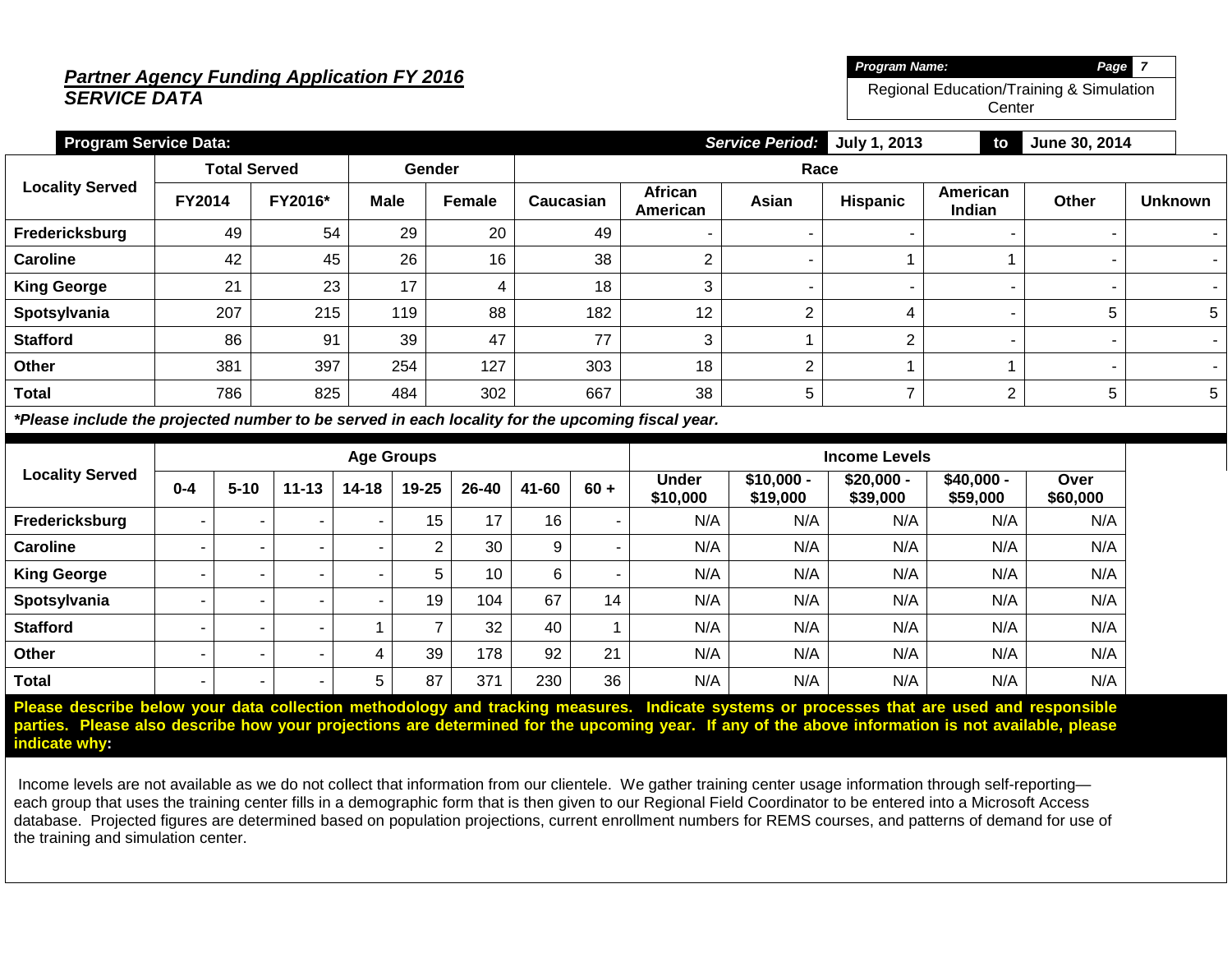## *Partner Agency Funding Application FY 2016*
## *SERVICE DATA*

| ***Program Name:*** | ***Page 7*** |
|---|---|
| Regional Education/Training & Simulation Center | |

**Program Service Data:** ***Service Period:*** **July 1, 2013** to **June 30, 2014**

| Locality Served | Total Served | | Gender | | Race | | | | | | |
|---|---|---|---|---|---|---|---|---|---|---|---|
| | FY2014 | FY2016* | Male | Female | Caucasian | African American | Asian | Hispanic | American Indian | Other | Unknown |
| **Fredericksburg** | 49 | 54 | 29 | 20 | 49 | - | - | - | - | - | - |
| **Caroline** | 42 | 45 | 26 | 16 | 38 | 2 | - | 1 | 1 | - | - |
| **King George** | 21 | 23 | 17 | 4 | 18 | 3 | - | - | - | - | - |
| **Spotsylvania** | 207 | 215 | 119 | 88 | 182 | 12 | 2 | 4 | - | 5 | 5 |
| **Stafford** | 86 | 91 | 39 | 47 | 77 | 3 | 1 | 2 | - | - | - |
| **Other** | 381 | 397 | 254 | 127 | 303 | 18 | 2 | 1 | 1 | - | - |
| **Total** | 786 | 825 | 484 | 302 | 667 | 38 | 5 | 7 | 2 | 5 | 5 |

***Please include the projected number to be served in each locality for the upcoming fiscal year.**

| Locality Served | Age Groups | | | | | | | | Income Levels | | | | |
|---|---|---|---|---|---|---|---|---|---|---|---|---|---|
| | 0-4 | 5-10 | 11-13 | 14-18 | 19-25 | 26-40 | 41-60 | 60 + | Under $10,000 | $10,000 - $19,000 | $20,000 - $39,000 | $40,000 - $59,000 | Over $60,000 |
| **Fredericksburg** | - | - | - | - | 15 | 17 | 16 | - | N/A | N/A | N/A | N/A | N/A |
| **Caroline** | - | - | - | - | 2 | 30 | 9 | - | N/A | N/A | N/A | N/A | N/A |
| **King George** | - | - | - | - | 5 | 10 | 6 | - | N/A | N/A | N/A | N/A | N/A |
| **Spotsylvania** | - | - | - | - | 19 | 104 | 67 | 14 | N/A | N/A | N/A | N/A | N/A |
| **Stafford** | - | - | - | 1 | 7 | 32 | 40 | 1 | N/A | N/A | N/A | N/A | N/A |
| **Other** | - | - | - | 4 | 39 | 178 | 92 | 21 | N/A | N/A | N/A | N/A | N/A |
| **Total** | - | - | - | 5 | 87 | 371 | 230 | 36 | N/A | N/A | N/A | N/A | N/A |

**Please describe below your data collection methodology and tracking measures. Indicate systems or processes that are used and responsible parties. Please also describe how your projections are determined for the upcoming year. If any of the above information is not available, please indicate why:**

Income levels are not available as we do not collect that information from our clientele. We gather training center usage information through self-reporting—each group that uses the training center fills in a demographic form that is then given to our Regional Field Coordinator to be entered into a Microsoft Access database. Projected figures are determined based on population projections, current enrollment numbers for REMS courses, and patterns of demand for use of the training and simulation center.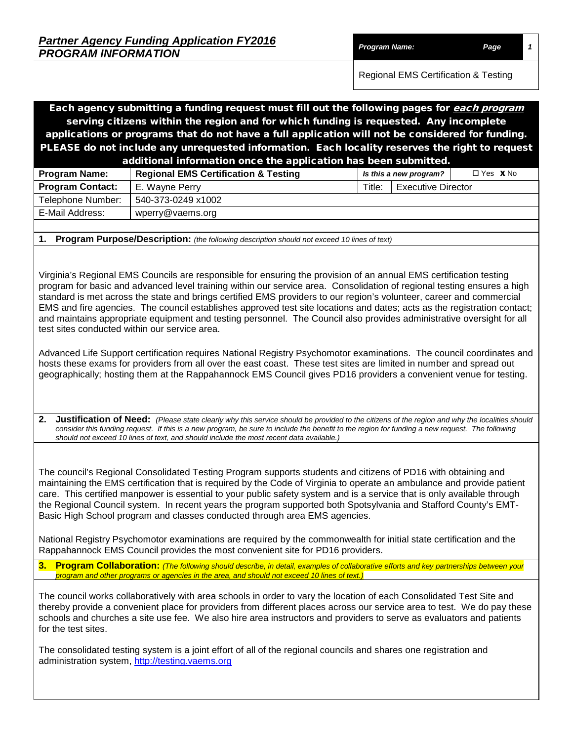## *Partner Agency Funding Application FY2016*
## *PROGRAM INFORMATION*

| *Program Name:* | *Page* | *1* |
|---|---|---|
| Regional EMS Certification & Testing | | |

**Each agency submitting a funding request must fill out the following pages for *each program* serving citizens within the region and for which funding is requested. Any incomplete applications or programs that do not have a full application will not be considered for funding. PLEASE do not include any unrequested information. Each locality reserves the right to request additional information once the application has been submitted.**

| | | | |
|---|---|---|---|
| **Program Name:** | **Regional EMS Certification & Testing** | ***Is this a new program?*** | ☐ Yes **X** No |
| **Program Contact:** | E. Wayne Perry | Title: | Executive Director |
| Telephone Number: | 540-373-0249 x1002 | | |
| E-Mail Address: | wperry@vaems.org | | |

**1. Program Purpose/Description:** *(the following description should not exceed 10 lines of text)*

Virginia's Regional EMS Councils are responsible for ensuring the provision of an annual EMS certification testing program for basic and advanced level training within our service area. Consolidation of regional testing ensures a high standard is met across the state and brings certified EMS providers to our region's volunteer, career and commercial EMS and fire agencies. The council establishes approved test site locations and dates; acts as the registration contact; and maintains appropriate equipment and testing personnel. The Council also provides administrative oversight for all test sites conducted within our service area.

Advanced Life Support certification requires National Registry Psychomotor examinations. The council coordinates and hosts these exams for providers from all over the east coast. These test sites are limited in number and spread out geographically; hosting them at the Rappahannock EMS Council gives PD16 providers a convenient venue for testing.

**2. Justification of Need:** *(Please state clearly why this service should be provided to the citizens of the region and why the localities should consider this funding request. If this is a new program, be sure to include the benefit to the region for funding a new request. The following should not exceed 10 lines of text, and should include the most recent data available.)*

The council's Regional Consolidated Testing Program supports students and citizens of PD16 with obtaining and maintaining the EMS certification that is required by the Code of Virginia to operate an ambulance and provide patient care. This certified manpower is essential to your public safety system and is a service that is only available through the Regional Council system. In recent years the program supported both Spotsylvania and Stafford County's EMT-Basic High School program and classes conducted through area EMS agencies.

National Registry Psychomotor examinations are required by the commonwealth for initial state certification and the Rappahannock EMS Council provides the most convenient site for PD16 providers.

**3. Program Collaboration:** *(The following should describe, in detail, examples of collaborative efforts and key partnerships between your program and other programs or agencies in the area, and should not exceed 10 lines of text.)*

The council works collaboratively with area schools in order to vary the location of each Consolidated Test Site and thereby provide a convenient place for providers from different places across our service area to test. We do pay these schools and churches a site use fee. We also hire area instructors and providers to serve as evaluators and patients for the test sites.

The consolidated testing system is a joint effort of all of the regional councils and shares one registration and administration system, http://testing.vaems.org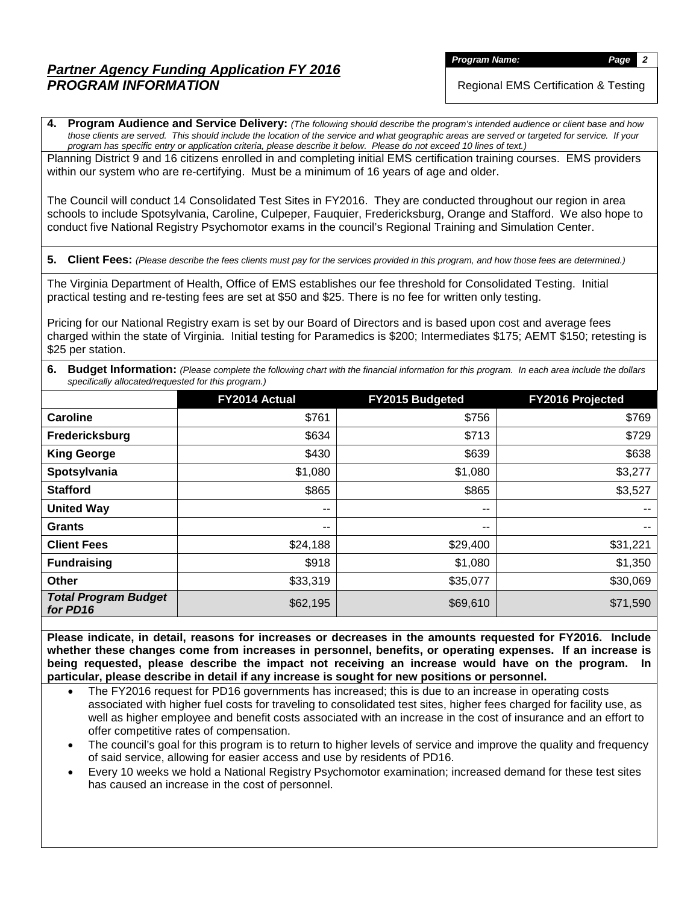## *Partner Agency Funding Application FY 2016*
## *PROGRAM INFORMATION*

***Program Name:***

Regional EMS Certification & Testing

**4. Program Audience and Service Delivery:** *(The following should describe the program's intended audience or client base and how those clients are served. This should include the location of the service and what geographic areas are served or targeted for service. If your program has specific entry or application criteria, please describe it below. Please do not exceed 10 lines of text.)*

Planning District 9 and 16 citizens enrolled in and completing initial EMS certification training courses. EMS providers within our system who are re-certifying. Must be a minimum of 16 years of age and older.

The Council will conduct 14 Consolidated Test Sites in FY2016. They are conducted throughout our region in area schools to include Spotsylvania, Caroline, Culpeper, Fauquier, Fredericksburg, Orange and Stafford. We also hope to conduct five National Registry Psychomotor exams in the council's Regional Training and Simulation Center.

**5. Client Fees:** *(Please describe the fees clients must pay for the services provided in this program, and how those fees are determined.)*

The Virginia Department of Health, Office of EMS establishes our fee threshold for Consolidated Testing. Initial practical testing and re-testing fees are set at $50 and $25. There is no fee for written only testing.

Pricing for our National Registry exam is set by our Board of Directors and is based upon cost and average fees charged within the state of Virginia. Initial testing for Paramedics is $200; Intermediates $175; AEMT $150; retesting is $25 per station.

**6. Budget Information:** *(Please complete the following chart with the financial information for this program. In each area include the dollars specifically allocated/requested for this program.)*

| | FY2014 Actual | FY2015 Budgeted | FY2016 Projected |
|---|---|---|---|
| **Caroline** | $761 | $756 | $769 |
| **Fredericksburg** | $634 | $713 | $729 |
| **King George** | $430 | $639 | $638 |
| **Spotsylvania** | $1,080 | $1,080 | $3,277 |
| **Stafford** | $865 | $865 | $3,527 |
| **United Way** | -- | -- | -- |
| **Grants** | -- | -- | -- |
| **Client Fees** | $24,188 | $29,400 | $31,221 |
| **Fundraising** | $918 | $1,080 | $1,350 |
| **Other** | $33,319 | $35,077 | $30,069 |
| ***Total Program Budget for PD16*** | $62,195 | $69,610 | $71,590 |

**Please indicate, in detail, reasons for increases or decreases in the amounts requested for FY2016. Include whether these changes come from increases in personnel, benefits, or operating expenses. If an increase is being requested, please describe the impact not receiving an increase would have on the program. In particular, please describe in detail if any increase is sought for new positions or personnel.**

- The FY2016 request for PD16 governments has increased; this is due to an increase in operating costs associated with higher fuel costs for traveling to consolidated test sites, higher fees charged for facility use, as well as higher employee and benefit costs associated with an increase in the cost of insurance and an effort to offer competitive rates of compensation.
- The council's goal for this program is to return to higher levels of service and improve the quality and frequency of said service, allowing for easier access and use by residents of PD16.
- Every 10 weeks we hold a National Registry Psychomotor examination; increased demand for these test sites has caused an increase in the cost of personnel.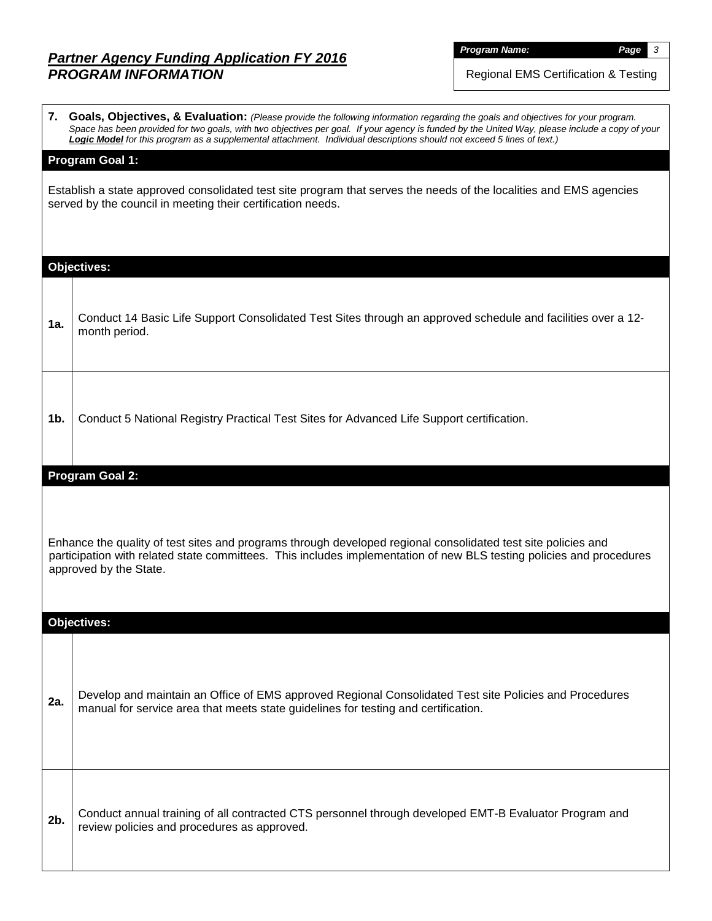## *Partner Agency Funding Application FY 2016*
## *PROGRAM INFORMATION*

| *Program Name:* |
|---|
| Regional EMS Certification & Testing |

**7. Goals, Objectives, & Evaluation:** *(Please provide the following information regarding the goals and objectives for your program. Space has been provided for two goals, with two objectives per goal. If your agency is funded by the United Way, please include a copy of your* ***Logic Model*** *for this program as a supplemental attachment. Individual descriptions should not exceed 5 lines of text.)*

### Program Goal 1:

Establish a state approved consolidated test site program that serves the needs of the localities and EMS agencies served by the council in meeting their certification needs.

#### Objectives:

| | |
|---|---|
| **1a.** | Conduct 14 Basic Life Support Consolidated Test Sites through an approved schedule and facilities over a 12-month period. |
| **1b.** | Conduct 5 National Registry Practical Test Sites for Advanced Life Support certification. |

### Program Goal 2:

Enhance the quality of test sites and programs through developed regional consolidated test site policies and participation with related state committees. This includes implementation of new BLS testing policies and procedures approved by the State.

#### Objectives:

| | |
|---|---|
| **2a.** | Develop and maintain an Office of EMS approved Regional Consolidated Test site Policies and Procedures manual for service area that meets state guidelines for testing and certification. |
| **2b.** | Conduct annual training of all contracted CTS personnel through developed EMT-B Evaluator Program and review policies and procedures as approved. |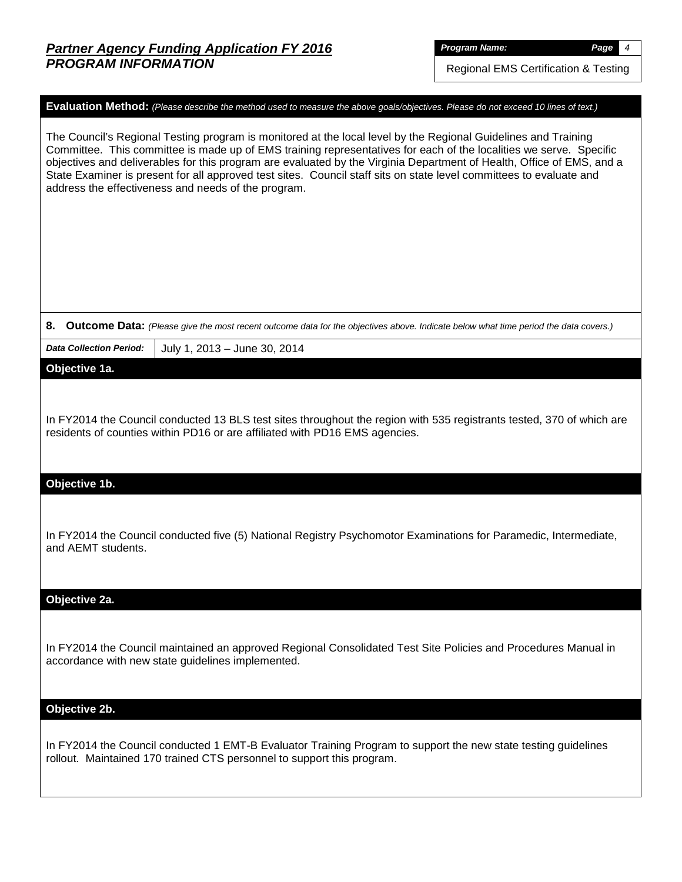## Partner Agency Funding Application FY 2016
## PROGRAM INFORMATION

| *Program Name:* | *Page* 4 |
|---|---|
| Regional EMS Certification & Testing | |

**Evaluation Method:** *(Please describe the method used to measure the above goals/objectives. Please do not exceed 10 lines of text.)*

The Council's Regional Testing program is monitored at the local level by the Regional Guidelines and Training Committee. This committee is made up of EMS training representatives for each of the localities we serve. Specific objectives and deliverables for this program are evaluated by the Virginia Department of Health, Office of EMS, and a State Examiner is present for all approved test sites. Council staff sits on state level committees to evaluate and address the effectiveness and needs of the program.

**8. Outcome Data:** *(Please give the most recent outcome data for the objectives above. Indicate below what time period the data covers.)*

| *Data Collection Period:* | July 1, 2013 – June 30, 2014 |
|---|---|

**Objective 1a.**

In FY2014 the Council conducted 13 BLS test sites throughout the region with 535 registrants tested, 370 of which are residents of counties within PD16 or are affiliated with PD16 EMS agencies.

**Objective 1b.**

In FY2014 the Council conducted five (5) National Registry Psychomotor Examinations for Paramedic, Intermediate, and AEMT students.

**Objective 2a.**

In FY2014 the Council maintained an approved Regional Consolidated Test Site Policies and Procedures Manual in accordance with new state guidelines implemented.

**Objective 2b.**

In FY2014 the Council conducted 1 EMT-B Evaluator Training Program to support the new state testing guidelines rollout. Maintained 170 trained CTS personnel to support this program.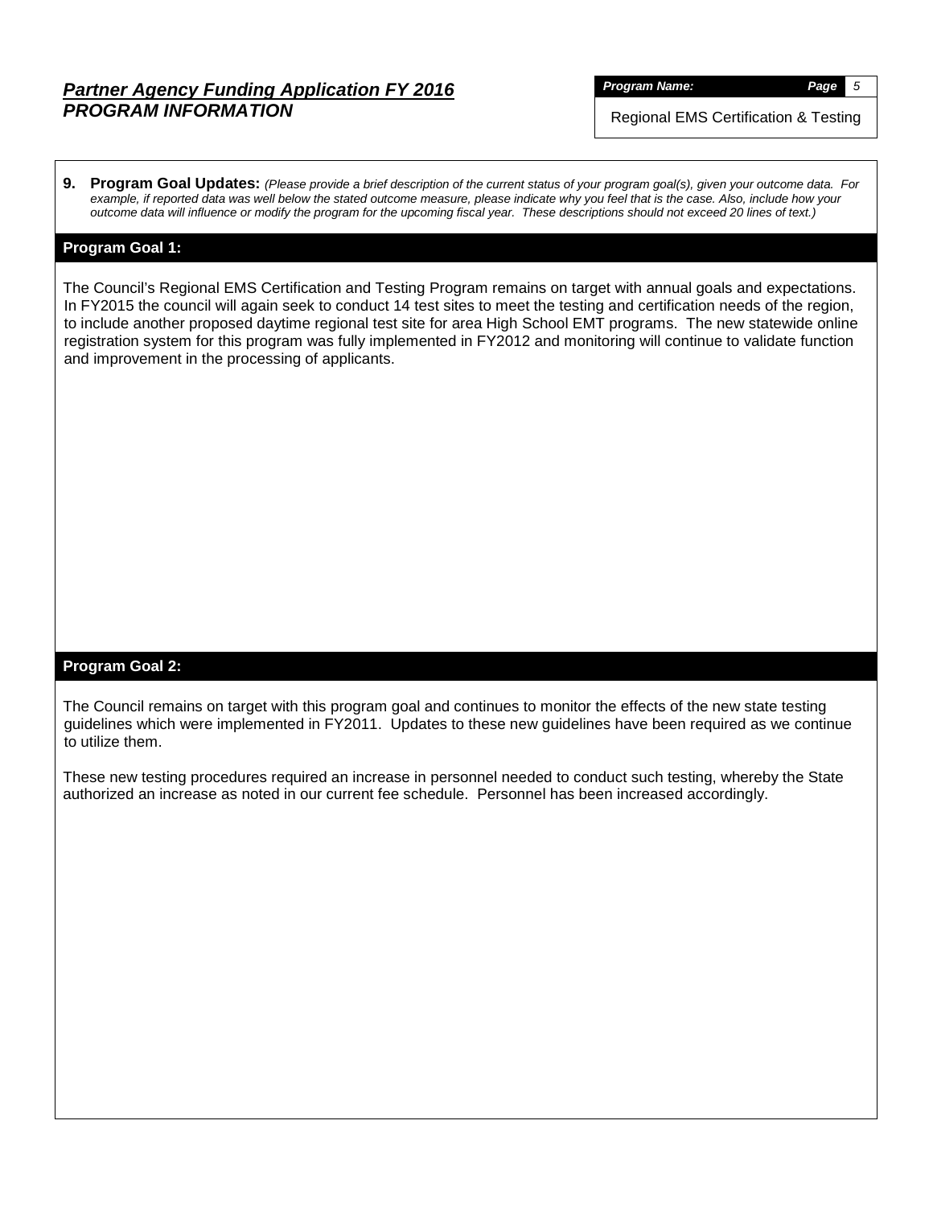## *Partner Agency Funding Application FY 2016*
## *PROGRAM INFORMATION*

***Program Name:***

Regional EMS Certification & Testing

**9. Program Goal Updates:** *(Please provide a brief description of the current status of your program goal(s), given your outcome data. For example, if reported data was well below the stated outcome measure, please indicate why you feel that is the case. Also, include how your outcome data will influence or modify the program for the upcoming fiscal year. These descriptions should not exceed 20 lines of text.)*

### Program Goal 1:

The Council's Regional EMS Certification and Testing Program remains on target with annual goals and expectations. In FY2015 the council will again seek to conduct 14 test sites to meet the testing and certification needs of the region, to include another proposed daytime regional test site for area High School EMT programs. The new statewide online registration system for this program was fully implemented in FY2012 and monitoring will continue to validate function and improvement in the processing of applicants.

### Program Goal 2:

The Council remains on target with this program goal and continues to monitor the effects of the new state testing guidelines which were implemented in FY2011. Updates to these new guidelines have been required as we continue to utilize them.

These new testing procedures required an increase in personnel needed to conduct such testing, whereby the State authorized an increase as noted in our current fee schedule. Personnel has been increased accordingly.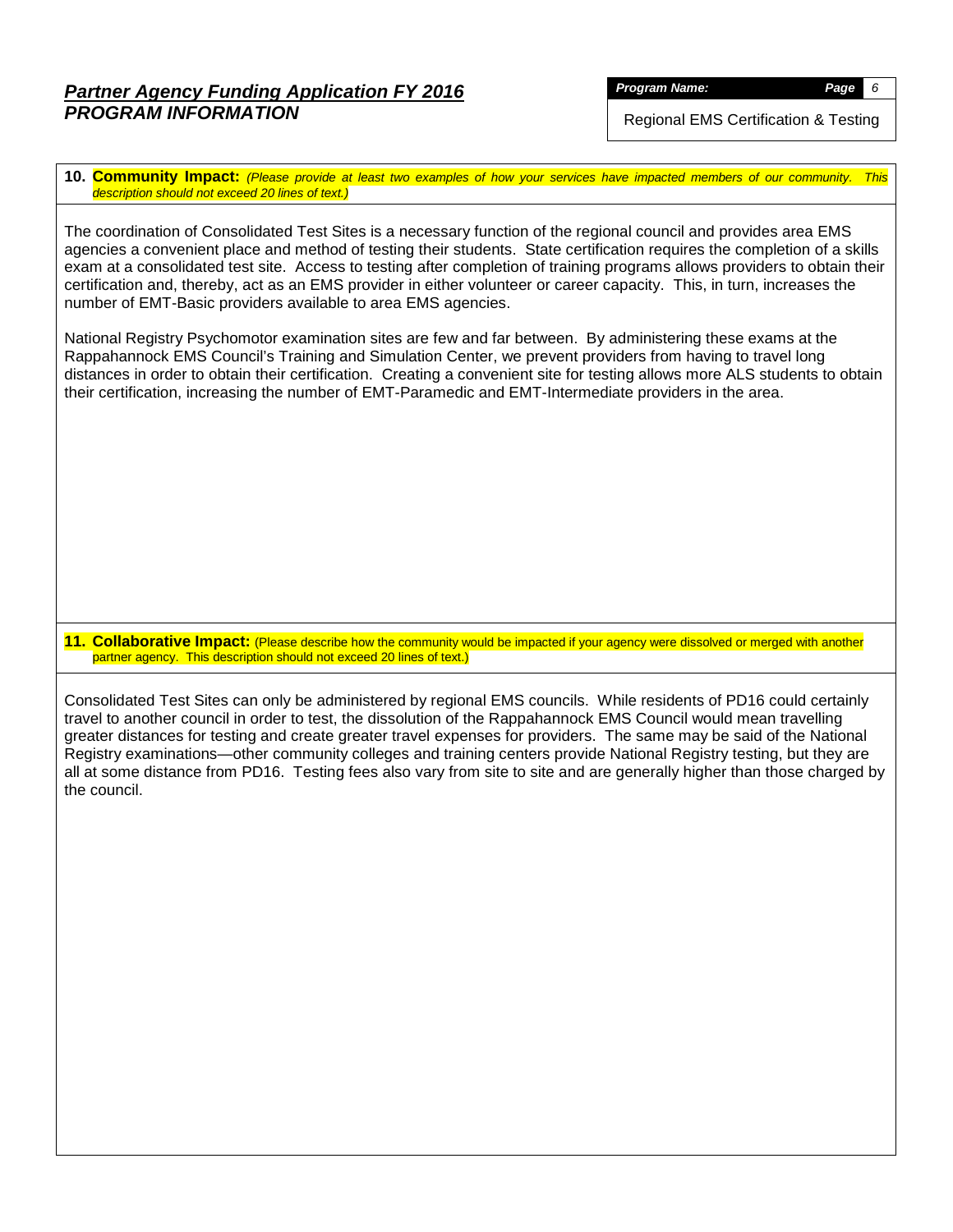## *Partner Agency Funding Application FY 2016*
## *PROGRAM INFORMATION*

***Program Name:*** Regional EMS Certification & Testing

**10. Community Impact:** *(Please provide at least two examples of how your services have impacted members of our community. This description should not exceed 20 lines of text.)*

The coordination of Consolidated Test Sites is a necessary function of the regional council and provides area EMS agencies a convenient place and method of testing their students. State certification requires the completion of a skills exam at a consolidated test site. Access to testing after completion of training programs allows providers to obtain their certification and, thereby, act as an EMS provider in either volunteer or career capacity. This, in turn, increases the number of EMT-Basic providers available to area EMS agencies.

National Registry Psychomotor examination sites are few and far between. By administering these exams at the Rappahannock EMS Council's Training and Simulation Center, we prevent providers from having to travel long distances in order to obtain their certification. Creating a convenient site for testing allows more ALS students to obtain their certification, increasing the number of EMT-Paramedic and EMT-Intermediate providers in the area.

**11. Collaborative Impact:** (Please describe how the community would be impacted if your agency were dissolved or merged with another partner agency. This description should not exceed 20 lines of text.)

Consolidated Test Sites can only be administered by regional EMS councils. While residents of PD16 could certainly travel to another council in order to test, the dissolution of the Rappahannock EMS Council would mean travelling greater distances for testing and create greater travel expenses for providers. The same may be said of the National Registry examinations—other community colleges and training centers provide National Registry testing, but they are all at some distance from PD16. Testing fees also vary from site to site and are generally higher than those charged by the council.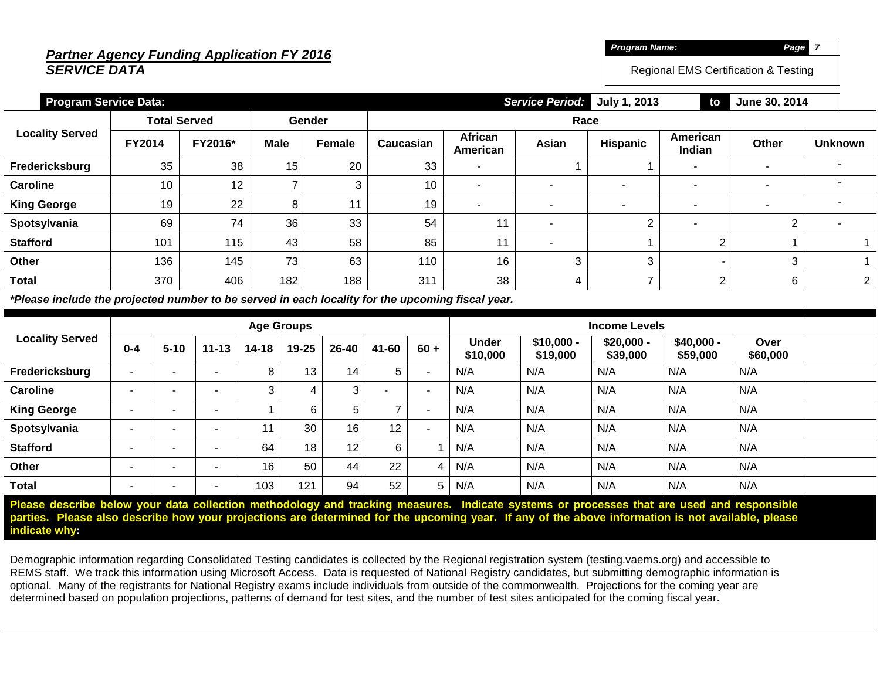***Partner Agency Funding Application FY 2016***
***SERVICE DATA***

***Program Name:*** ***Page 7***

Regional EMS Certification & Testing

**Program Service Data:** ***Service Period:*** **July 1, 2013** **to** **June 30, 2014**

| Locality Served | Total Served | | Gender | | Race | | | | | | |
|---|---|---|---|---|---|---|---|---|---|---|---|
| | FY2014 | FY2016* | Male | Female | Caucasian | African American | Asian | Hispanic | American Indian | Other | Unknown |
| **Fredericksburg** | 35 | 38 | 15 | 20 | 33 | - | 1 | 1 | - | - | - |
| **Caroline** | 10 | 12 | 7 | 3 | 10 | - | - | - | - | - | - |
| **King George** | 19 | 22 | 8 | 11 | 19 | - | - | - | - | - | - |
| **Spotsylvania** | 69 | 74 | 36 | 33 | 54 | 11 | - | 2 | - | 2 | - |
| **Stafford** | 101 | 115 | 43 | 58 | 85 | 11 | - | 1 | 2 | 1 | 1 |
| **Other** | 136 | 145 | 73 | 63 | 110 | 16 | 3 | 3 | - | 3 | 1 |
| **Total** | 370 | 406 | 182 | 188 | 311 | 38 | 4 | 7 | 2 | 6 | 2 |

***\*Please include the projected number to be served in each locality for the upcoming fiscal year.***

| Locality Served | Age Groups | | | | | | | | Income Levels | | | | |
|---|---|---|---|---|---|---|---|---|---|---|---|---|---|
| | 0-4 | 5-10 | 11-13 | 14-18 | 19-25 | 26-40 | 41-60 | 60 + | Under $10,000 | $10,000 - $19,000 | $20,000 - $39,000 | $40,000 - $59,000 | Over $60,000 |
| **Fredericksburg** | - | - | - | 8 | 13 | 14 | 5 | - | N/A | N/A | N/A | N/A | N/A |
| **Caroline** | - | - | - | 3 | 4 | 3 | - | - | N/A | N/A | N/A | N/A | N/A |
| **King George** | - | - | - | 1 | 6 | 5 | 7 | - | N/A | N/A | N/A | N/A | N/A |
| **Spotsylvania** | - | - | - | 11 | 30 | 16 | 12 | - | N/A | N/A | N/A | N/A | N/A |
| **Stafford** | - | - | - | 64 | 18 | 12 | 6 | 1 | N/A | N/A | N/A | N/A | N/A |
| **Other** | - | - | - | 16 | 50 | 44 | 22 | 4 | N/A | N/A | N/A | N/A | N/A |
| **Total** | - | - | - | 103 | 121 | 94 | 52 | 5 | N/A | N/A | N/A | N/A | N/A |

**Please describe below your data collection methodology and tracking measures. Indicate systems or processes that are used and responsible parties. Please also describe how your projections are determined for the upcoming year. If any of the above information is not available, please indicate why:**

Demographic information regarding Consolidated Testing candidates is collected by the Regional registration system (testing.vaems.org) and accessible to REMS staff. We track this information using Microsoft Access. Data is requested of National Registry candidates, but submitting demographic information is optional. Many of the registrants for National Registry exams include individuals from outside of the commonwealth. Projections for the coming year are determined based on population projections, patterns of demand for test sites, and the number of test sites anticipated for the coming fiscal year.